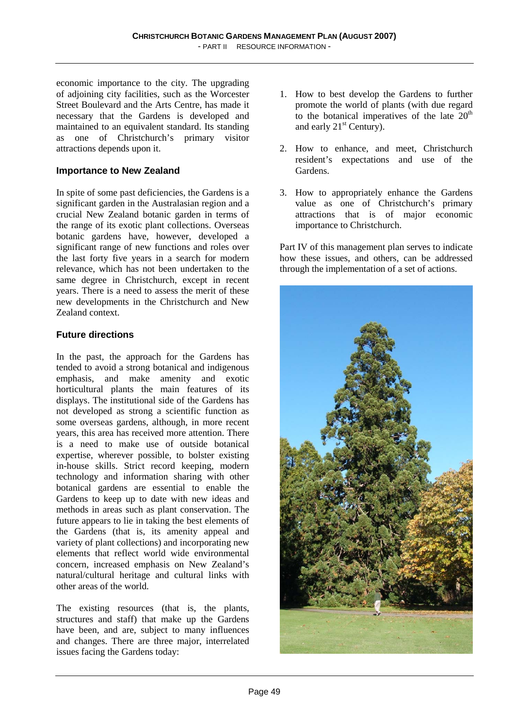economic importance to the city. The upgrading of adjoining city facilities, such as the Worcester Street Boulevard and the Arts Centre, has made it necessary that the Gardens is developed and maintained to an equivalent standard. Its standing as one of Christchurch's primary visitor attractions depends upon it.

### Importance to New Zealand

In spite of some past deficiencies, the Gardens is a significant garden in the Australasian region and a crucial New Zealand botanic garden in terms of the range of its exotic plant collections. Overseas botanic gardens have, however, developed a significant range of new functions and roles over the last forty five years in a search for modern relevance, which has not been undertaken to the same degree in Christchurch, except in recent years. There is a need to assess the merit of these new developments in the Christchurch and New Zealand context.

### Future directions

In the past, the approach for the Gardens has tended to avoid a strong botanical and indigenous emphasis, and make amenity and exotic horticultural plants the main features of its displays. The institutional side of the Gardens has not developed as strong a scientific function as some overseas gardens, although, in more recent years, this area has received more attention. There is a need to make use of outside botanical expertise, wherever possible, to bolster existing in-house skills. Strict record keeping, modern technology and information sharing with other botanical gardens are essential to enable the Gardens to keep up to date with new ideas and methods in areas such as plant conservation. The future appears to lie in taking the best elements of the Gardens (that is, its amenity appeal and variety of plant collections) and incorporating new elements that reflect world wide environmental concern, increased emphasis on New Zealand's natural/cultural heritage and cultural links with other areas of the world.

The existing resources (that is, the plants, structures and staff) that make up the Gardens have been, and are, subject to many influences and changes. There are three major, interrelated issues facing the Gardens today:

1. How to best develop the Gardens to further promote the world of plants (with due regard to the botanical imperatives of the late 20th and early 21st Century).
2. How to enhance, and meet, Christchurch resident's expectations and use of the Gardens.
3. How to appropriately enhance the Gardens value as one of Christchurch's primary attractions that is of major economic importance to Christchurch.

Part IV of this management plan serves to indicate how these issues, and others, can be addressed through the implementation of a set of actions.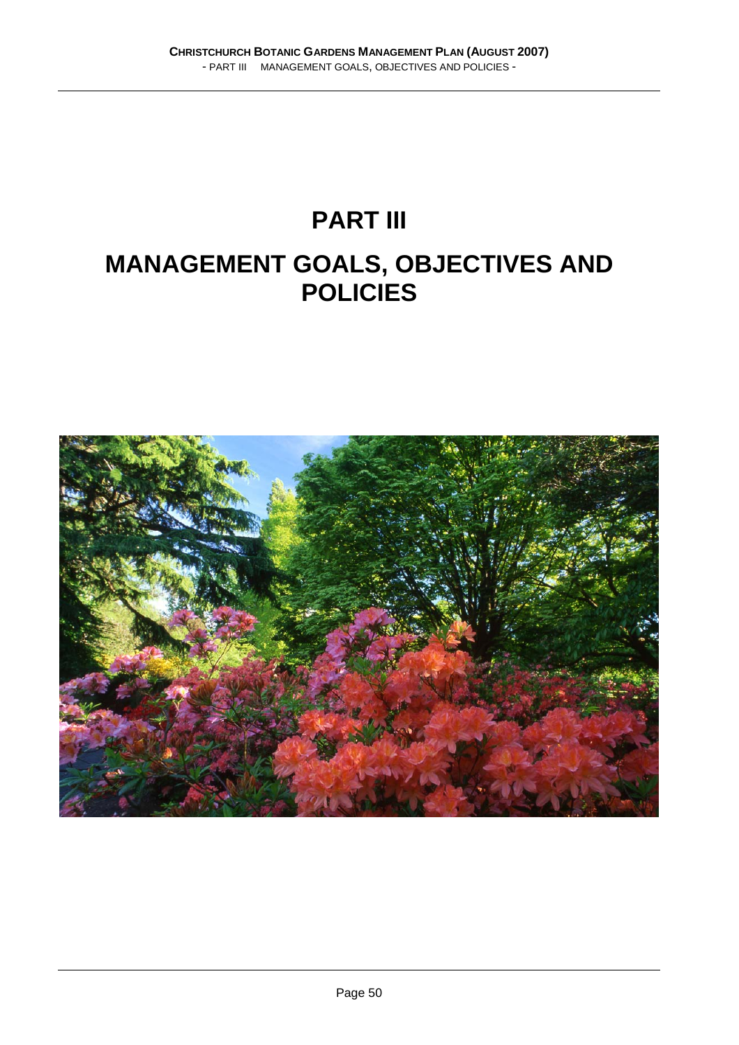# PART III

# MANAGEMENT GOALS, OBJECTIVES AND POLICIES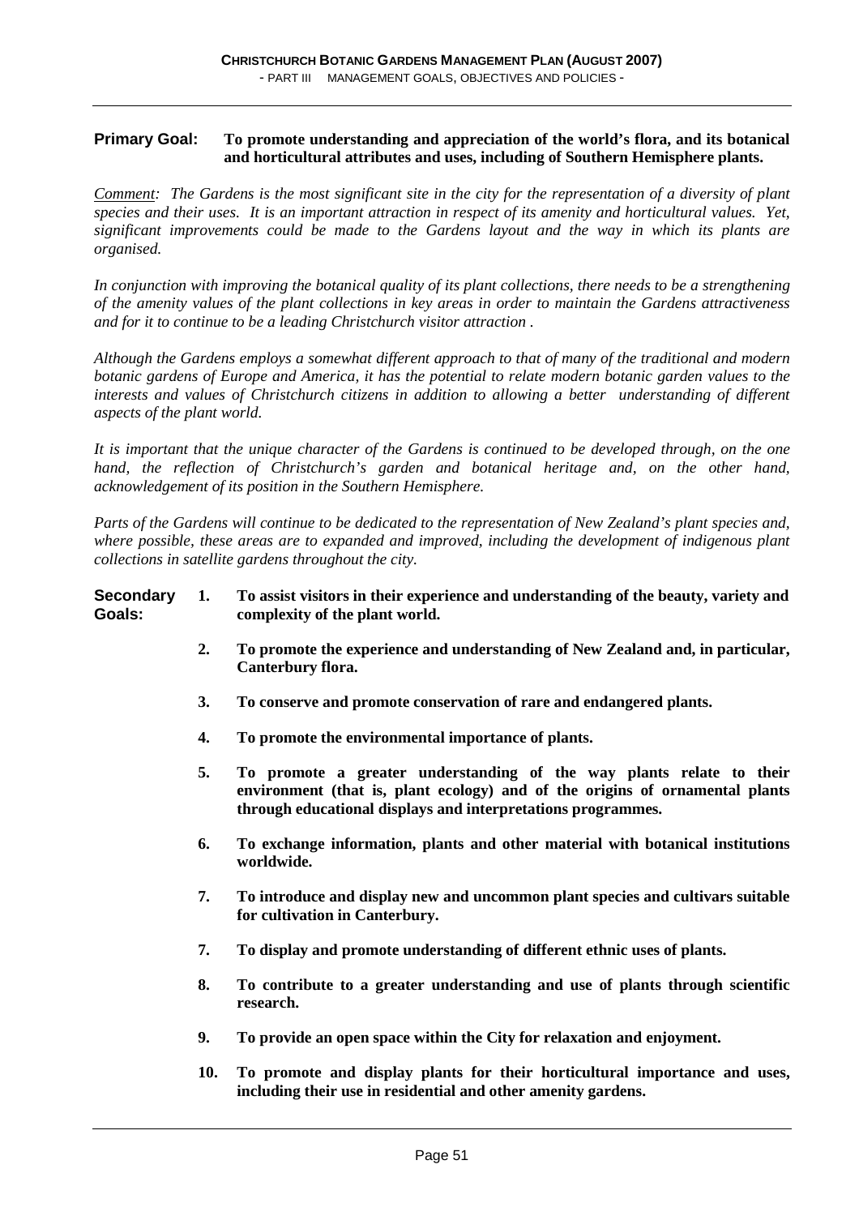**Primary Goal:** **To promote understanding and appreciation of the world's flora, and its botanical and horticultural attributes and uses, including of Southern Hemisphere plants.**

*<u>Comment</u>: The Gardens is the most significant site in the city for the representation of a diversity of plant species and their uses. It is an important attraction in respect of its amenity and horticultural values. Yet, significant improvements could be made to the Gardens layout and the way in which its plants are organised.*

*In conjunction with improving the botanical quality of its plant collections, there needs to be a strengthening of the amenity values of the plant collections in key areas in order to maintain the Gardens attractiveness and for it to continue to be a leading Christchurch visitor attraction .*

*Although the Gardens employs a somewhat different approach to that of many of the traditional and modern botanic gardens of Europe and America, it has the potential to relate modern botanic garden values to the interests and values of Christchurch citizens in addition to allowing a better understanding of different aspects of the plant world.*

*It is important that the unique character of the Gardens is continued to be developed through, on the one hand, the reflection of Christchurch's garden and botanical heritage and, on the other hand, acknowledgement of its position in the Southern Hemisphere.*

*Parts of the Gardens will continue to be dedicated to the representation of New Zealand's plant species and, where possible, these areas are to expanded and improved, including the development of indigenous plant collections in satellite gardens throughout the city.*

**Secondary Goals:**

1. **To assist visitors in their experience and understanding of the beauty, variety and complexity of the plant world.**
2. **To promote the experience and understanding of New Zealand and, in particular, Canterbury flora.**
3. **To conserve and promote conservation of rare and endangered plants.**
4. **To promote the environmental importance of plants.**
5. **To promote a greater understanding of the way plants relate to their environment (that is, plant ecology) and of the origins of ornamental plants through educational displays and interpretations programmes.**
6. **To exchange information, plants and other material with botanical institutions worldwide.**
7. **To introduce and display new and uncommon plant species and cultivars suitable for cultivation in Canterbury.**

7\. **To display and promote understanding of different ethnic uses of plants.**

8\. **To contribute to a greater understanding and use of plants through scientific research.**

9\. **To provide an open space within the City for relaxation and enjoyment.**

10\. **To promote and display plants for their horticultural importance and uses, including their use in residential and other amenity gardens.**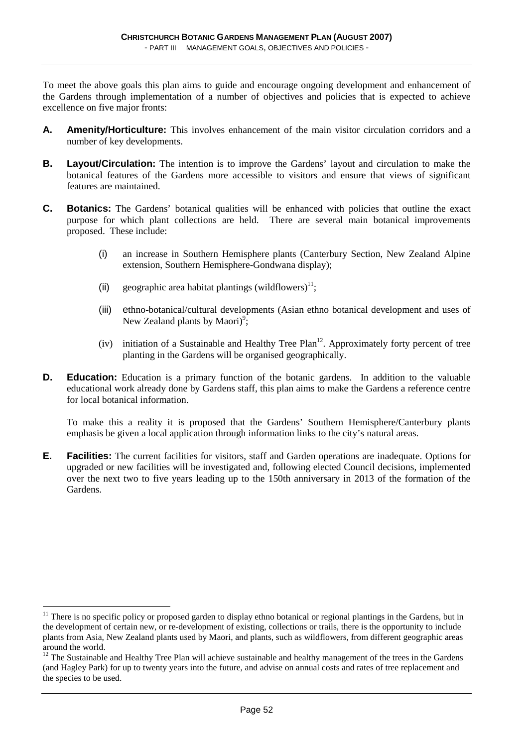To meet the above goals this plan aims to guide and encourage ongoing development and enhancement of the Gardens through implementation of a number of objectives and policies that is expected to achieve excellence on five major fronts:

**A. Amenity/Horticulture:** This involves enhancement of the main visitor circulation corridors and a number of key developments.

**B. Layout/Circulation:** The intention is to improve the Gardens' layout and circulation to make the botanical features of the Gardens more accessible to visitors and ensure that views of significant features are maintained.

**C. Botanics:** The Gardens' botanical qualities will be enhanced with policies that outline the exact purpose for which plant collections are held. There are several main botanical improvements proposed. These include:

(i) an increase in Southern Hemisphere plants (Canterbury Section, New Zealand Alpine extension, Southern Hemisphere-Gondwana display);

(ii) geographic area habitat plantings (wildflowers)[11];

(iii) ethno-botanical/cultural developments (Asian ethno botanical development and uses of New Zealand plants by Maori)[9];

(iv) initiation of a Sustainable and Healthy Tree Plan[12]. Approximately forty percent of tree planting in the Gardens will be organised geographically.

**D. Education:** Education is a primary function of the botanic gardens. In addition to the valuable educational work already done by Gardens staff, this plan aims to make the Gardens a reference centre for local botanical information.

To make this a reality it is proposed that the Gardens' Southern Hemisphere/Canterbury plants emphasis be given a local application through information links to the city's natural areas.

**E. Facilities:** The current facilities for visitors, staff and Garden operations are inadequate. Options for upgraded or new facilities will be investigated and, following elected Council decisions, implemented over the next two to five years leading up to the 150th anniversary in 2013 of the formation of the Gardens.

---

[11] There is no specific policy or proposed garden to display ethno botanical or regional plantings in the Gardens, but in the development of certain new, or re-development of existing, collections or trails, there is the opportunity to include plants from Asia, New Zealand plants used by Maori, and plants, such as wildflowers, from different geographic areas around the world.

[12] The Sustainable and Healthy Tree Plan will achieve sustainable and healthy management of the trees in the Gardens (and Hagley Park) for up to twenty years into the future, and advise on annual costs and rates of tree replacement and the species to be used.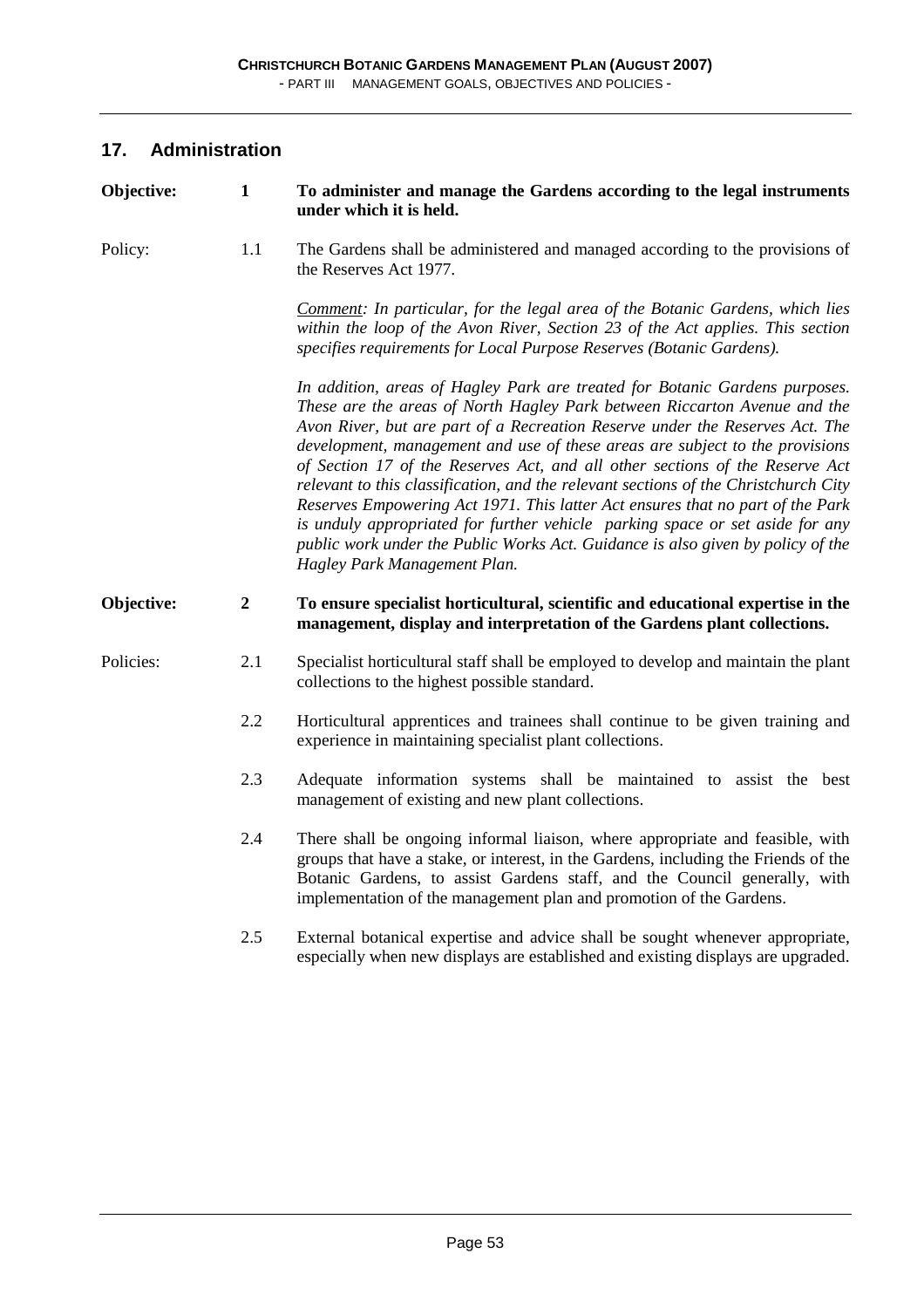## 17. Administration

**Objective: 1 To administer and manage the Gardens according to the legal instruments under which it is held.**

Policy: 1.1 The Gardens shall be administered and managed according to the provisions of the Reserves Act 1977.

*Comment: In particular, for the legal area of the Botanic Gardens, which lies within the loop of the Avon River, Section 23 of the Act applies. This section specifies requirements for Local Purpose Reserves (Botanic Gardens).*

*In addition, areas of Hagley Park are treated for Botanic Gardens purposes. These are the areas of North Hagley Park between Riccarton Avenue and the Avon River, but are part of a Recreation Reserve under the Reserves Act. The development, management and use of these areas are subject to the provisions of Section 17 of the Reserves Act, and all other sections of the Reserve Act relevant to this classification, and the relevant sections of the Christchurch City Reserves Empowering Act 1971. This latter Act ensures that no part of the Park is unduly appropriated for further vehicle parking space or set aside for any public work under the Public Works Act. Guidance is also given by policy of the Hagley Park Management Plan.*

**Objective: 2 To ensure specialist horticultural, scientific and educational expertise in the management, display and interpretation of the Gardens plant collections.**

Policies:

2.1 Specialist horticultural staff shall be employed to develop and maintain the plant collections to the highest possible standard.

2.2 Horticultural apprentices and trainees shall continue to be given training and experience in maintaining specialist plant collections.

2.3 Adequate information systems shall be maintained to assist the best management of existing and new plant collections.

2.4 There shall be ongoing informal liaison, where appropriate and feasible, with groups that have a stake, or interest, in the Gardens, including the Friends of the Botanic Gardens, to assist Gardens staff, and the Council generally, with implementation of the management plan and promotion of the Gardens.

2.5 External botanical expertise and advice shall be sought whenever appropriate, especially when new displays are established and existing displays are upgraded.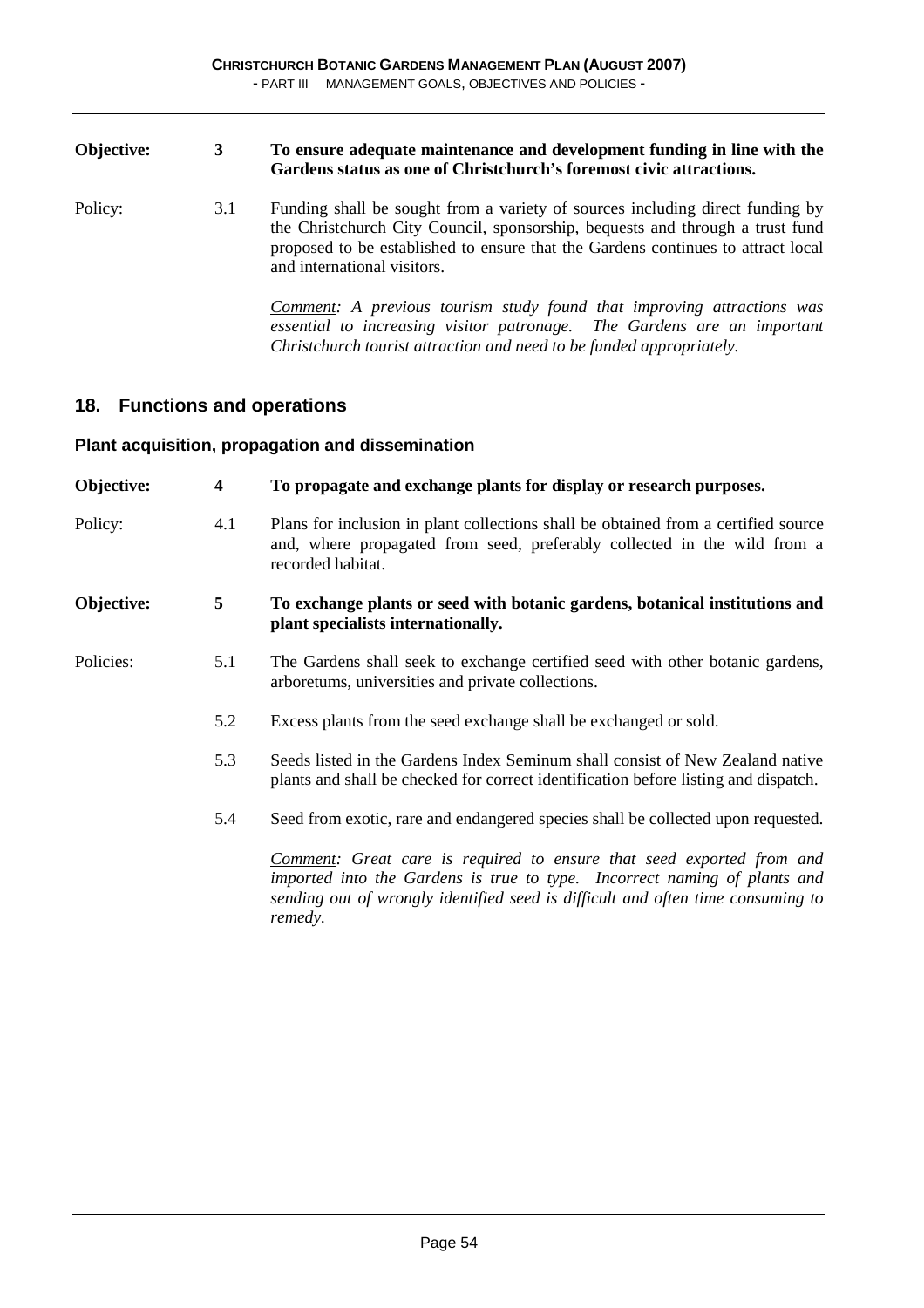**Objective: 3 To ensure adequate maintenance and development funding in line with the Gardens status as one of Christchurch's foremost civic attractions.**

Policy: 3.1 Funding shall be sought from a variety of sources including direct funding by the Christchurch City Council, sponsorship, bequests and through a trust fund proposed to be established to ensure that the Gardens continues to attract local and international visitors.

*Comment: A previous tourism study found that improving attractions was essential to increasing visitor patronage. The Gardens are an important Christchurch tourist attraction and need to be funded appropriately.*

## 18. Functions and operations

### Plant acquisition, propagation and dissemination

**Objective: 4 To propagate and exchange plants for display or research purposes.**

Policy: 4.1 Plans for inclusion in plant collections shall be obtained from a certified source and, where propagated from seed, preferably collected in the wild from a recorded habitat.

**Objective: 5 To exchange plants or seed with botanic gardens, botanical institutions and plant specialists internationally.**

Policies:

5.1 The Gardens shall seek to exchange certified seed with other botanic gardens, arboretums, universities and private collections.

5.2 Excess plants from the seed exchange shall be exchanged or sold.

5.3 Seeds listed in the Gardens Index Seminum shall consist of New Zealand native plants and shall be checked for correct identification before listing and dispatch.

5.4 Seed from exotic, rare and endangered species shall be collected upon requested.

*Comment: Great care is required to ensure that seed exported from and imported into the Gardens is true to type. Incorrect naming of plants and sending out of wrongly identified seed is difficult and often time consuming to remedy.*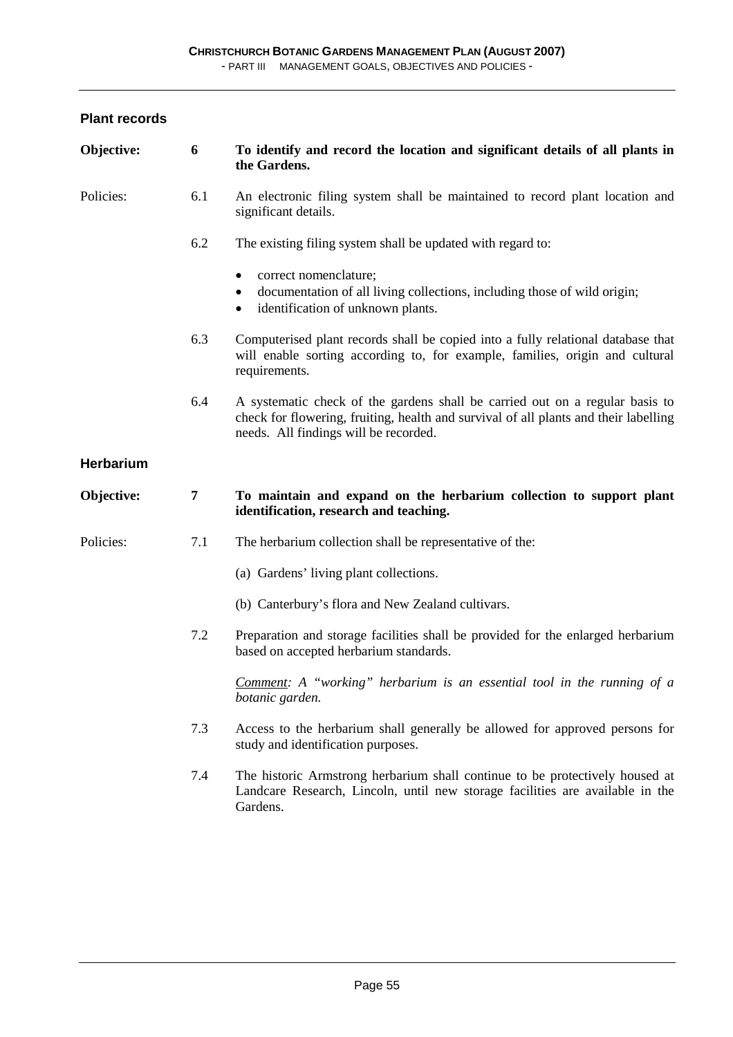## Plant records

**Objective: 6 To identify and record the location and significant details of all plants in the Gardens.**

Policies:

6.1 An electronic filing system shall be maintained to record plant location and significant details.

6.2 The existing filing system shall be updated with regard to:

- correct nomenclature;
- documentation of all living collections, including those of wild origin;
- identification of unknown plants.

6.3 Computerised plant records shall be copied into a fully relational database that will enable sorting according to, for example, families, origin and cultural requirements.

6.4 A systematic check of the gardens shall be carried out on a regular basis to check for flowering, fruiting, health and survival of all plants and their labelling needs. All findings will be recorded.

## Herbarium

**Objective: 7 To maintain and expand on the herbarium collection to support plant identification, research and teaching.**

Policies:

7.1 The herbarium collection shall be representative of the:

(a) Gardens' living plant collections.

(b) Canterbury's flora and New Zealand cultivars.

7.2 Preparation and storage facilities shall be provided for the enlarged herbarium based on accepted herbarium standards.

*Comment: A "working" herbarium is an essential tool in the running of a botanic garden.*

7.3 Access to the herbarium shall generally be allowed for approved persons for study and identification purposes.

7.4 The historic Armstrong herbarium shall continue to be protectively housed at Landcare Research, Lincoln, until new storage facilities are available in the Gardens.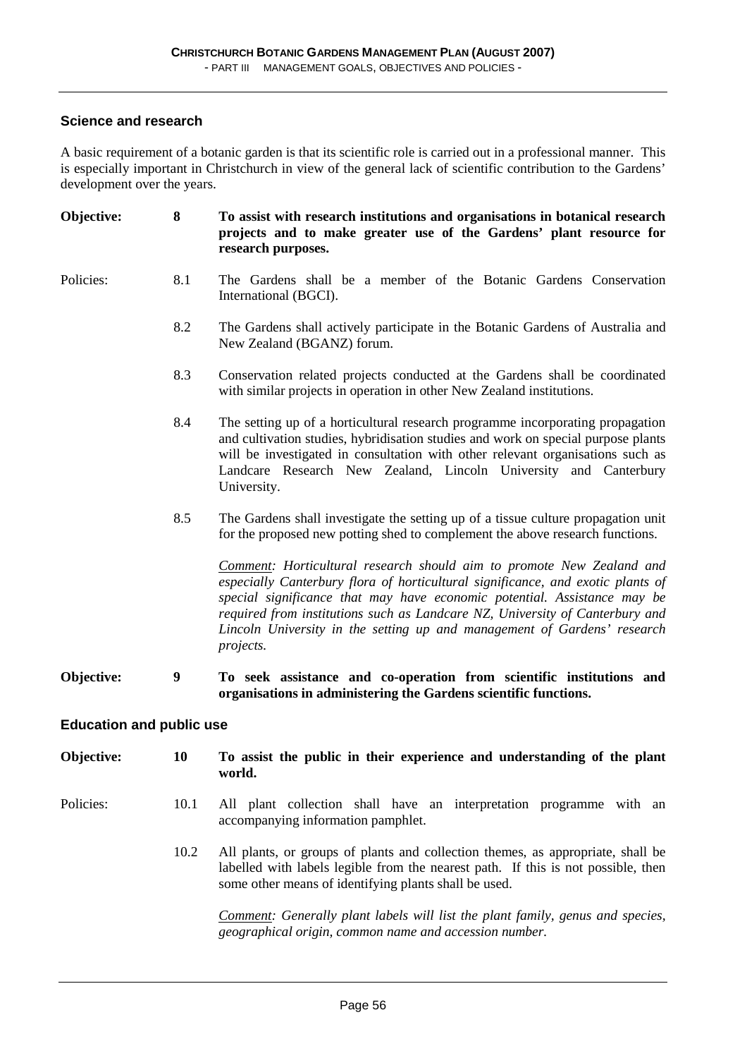## Science and research

A basic requirement of a botanic garden is that its scientific role is carried out in a professional manner. This is especially important in Christchurch in view of the general lack of scientific contribution to the Gardens' development over the years.

**Objective: 8 To assist with research institutions and organisations in botanical research projects and to make greater use of the Gardens' plant resource for research purposes.**

Policies:

8.1 The Gardens shall be a member of the Botanic Gardens Conservation International (BGCI).

8.2 The Gardens shall actively participate in the Botanic Gardens of Australia and New Zealand (BGANZ) forum.

8.3 Conservation related projects conducted at the Gardens shall be coordinated with similar projects in operation in other New Zealand institutions.

8.4 The setting up of a horticultural research programme incorporating propagation and cultivation studies, hybridisation studies and work on special purpose plants will be investigated in consultation with other relevant organisations such as Landcare Research New Zealand, Lincoln University and Canterbury University.

8.5 The Gardens shall investigate the setting up of a tissue culture propagation unit for the proposed new potting shed to complement the above research functions.

*Comment: Horticultural research should aim to promote New Zealand and especially Canterbury flora of horticultural significance, and exotic plants of special significance that may have economic potential. Assistance may be required from institutions such as Landcare NZ, University of Canterbury and Lincoln University in the setting up and management of Gardens' research projects.*

**Objective: 9 To seek assistance and co-operation from scientific institutions and organisations in administering the Gardens scientific functions.**

## Education and public use

**Objective: 10 To assist the public in their experience and understanding of the plant world.**

Policies:

10.1 All plant collection shall have an interpretation programme with an accompanying information pamphlet.

10.2 All plants, or groups of plants and collection themes, as appropriate, shall be labelled with labels legible from the nearest path. If this is not possible, then some other means of identifying plants shall be used.

*Comment: Generally plant labels will list the plant family, genus and species, geographical origin, common name and accession number.*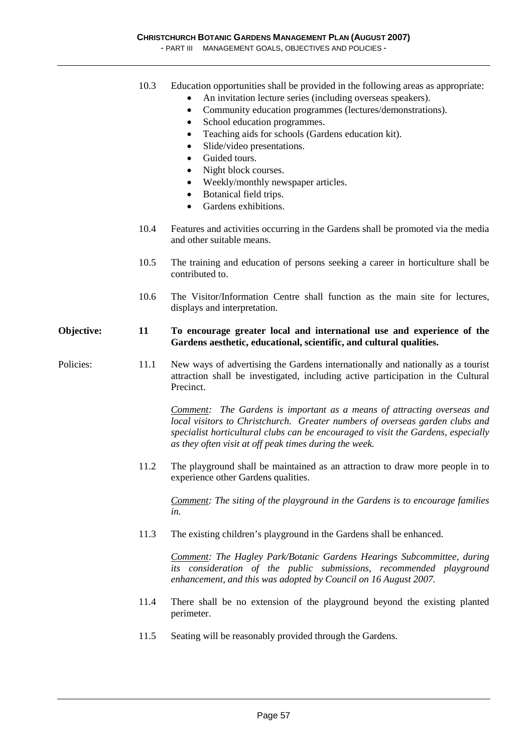10.3 Education opportunities shall be provided in the following areas as appropriate:

- An invitation lecture series (including overseas speakers).
- Community education programmes (lectures/demonstrations).
- School education programmes.
- Teaching aids for schools (Gardens education kit).
- Slide/video presentations.
- Guided tours.
- Night block courses.
- Weekly/monthly newspaper articles.
- Botanical field trips.
- Gardens exhibitions.

10.4 Features and activities occurring in the Gardens shall be promoted via the media and other suitable means.

10.5 The training and education of persons seeking a career in horticulture shall be contributed to.

10.6 The Visitor/Information Centre shall function as the main site for lectures, displays and interpretation.

**Objective: 11 To encourage greater local and international use and experience of the Gardens aesthetic, educational, scientific, and cultural qualities.**

Policies:

11.1 New ways of advertising the Gardens internationally and nationally as a tourist attraction shall be investigated, including active participation in the Cultural Precinct.

*Comment: The Gardens is important as a means of attracting overseas and local visitors to Christchurch. Greater numbers of overseas garden clubs and specialist horticultural clubs can be encouraged to visit the Gardens, especially as they often visit at off peak times during the week.*

11.2 The playground shall be maintained as an attraction to draw more people in to experience other Gardens qualities.

*Comment: The siting of the playground in the Gardens is to encourage families in.*

11.3 The existing children's playground in the Gardens shall be enhanced.

*Comment: The Hagley Park/Botanic Gardens Hearings Subcommittee, during its consideration of the public submissions, recommended playground enhancement, and this was adopted by Council on 16 August 2007.*

11.4 There shall be no extension of the playground beyond the existing planted perimeter.

11.5 Seating will be reasonably provided through the Gardens.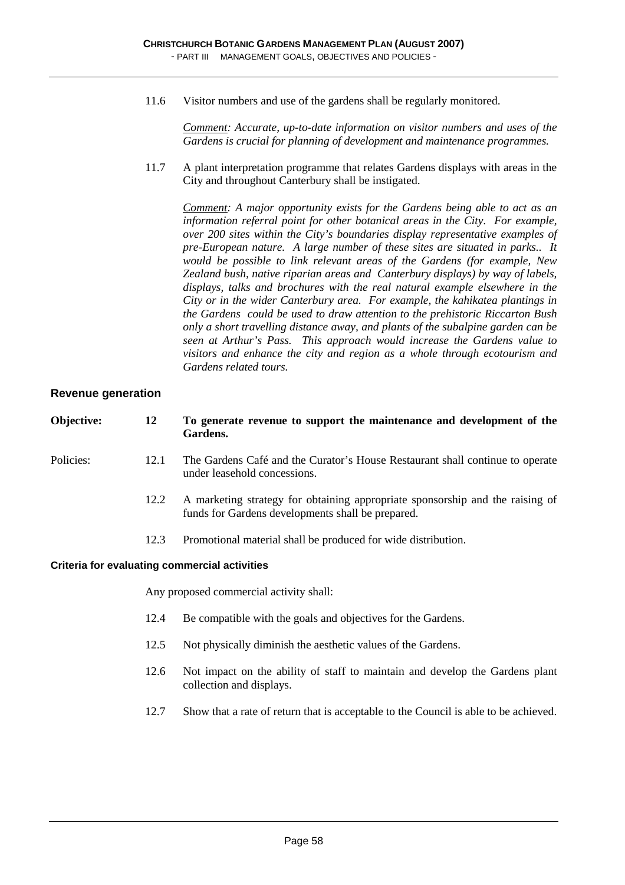11.6 Visitor numbers and use of the gardens shall be regularly monitored.

*Comment: Accurate, up-to-date information on visitor numbers and uses of the Gardens is crucial for planning of development and maintenance programmes.*

11.7 A plant interpretation programme that relates Gardens displays with areas in the City and throughout Canterbury shall be instigated.

*Comment: A major opportunity exists for the Gardens being able to act as an information referral point for other botanical areas in the City. For example, over 200 sites within the City's boundaries display representative examples of pre-European nature. A large number of these sites are situated in parks.. It would be possible to link relevant areas of the Gardens (for example, New Zealand bush, native riparian areas and Canterbury displays) by way of labels, displays, talks and brochures with the real natural example elsewhere in the City or in the wider Canterbury area. For example, the kahikatea plantings in the Gardens could be used to draw attention to the prehistoric Riccarton Bush only a short travelling distance away, and plants of the subalpine garden can be seen at Arthur's Pass. This approach would increase the Gardens value to visitors and enhance the city and region as a whole through ecotourism and Gardens related tours.*

## Revenue generation

**Objective: 12 To generate revenue to support the maintenance and development of the Gardens.**

Policies:

12.1 The Gardens Café and the Curator's House Restaurant shall continue to operate under leasehold concessions.

12.2 A marketing strategy for obtaining appropriate sponsorship and the raising of funds for Gardens developments shall be prepared.

12.3 Promotional material shall be produced for wide distribution.

### Criteria for evaluating commercial activities

Any proposed commercial activity shall:

12.4 Be compatible with the goals and objectives for the Gardens.

12.5 Not physically diminish the aesthetic values of the Gardens.

12.6 Not impact on the ability of staff to maintain and develop the Gardens plant collection and displays.

12.7 Show that a rate of return that is acceptable to the Council is able to be achieved.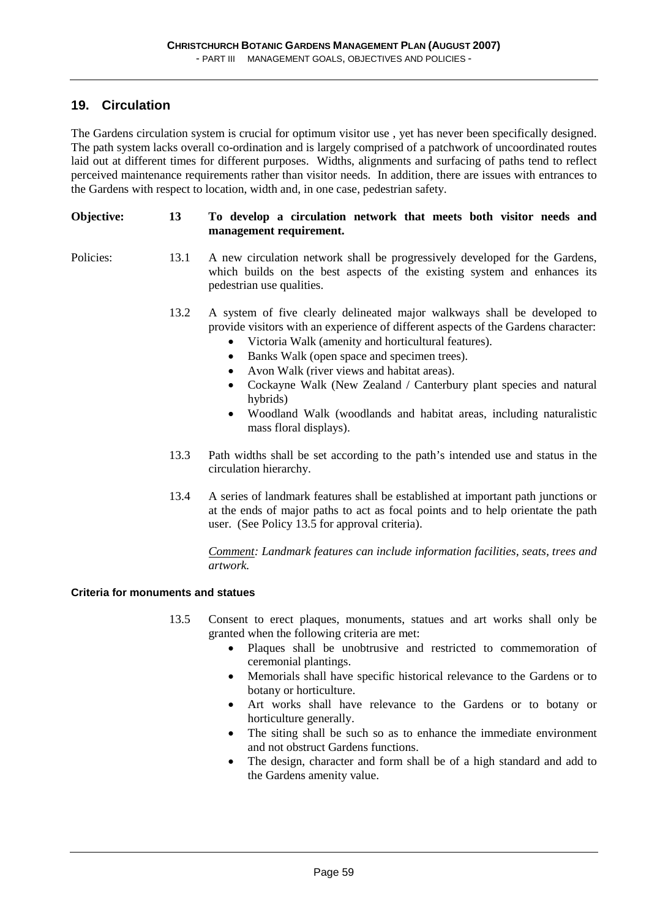## 19. Circulation

The Gardens circulation system is crucial for optimum visitor use , yet has never been specifically designed. The path system lacks overall co-ordination and is largely comprised of a patchwork of uncoordinated routes laid out at different times for different purposes. Widths, alignments and surfacing of paths tend to reflect perceived maintenance requirements rather than visitor needs. In addition, there are issues with entrances to the Gardens with respect to location, width and, in one case, pedestrian safety.

**Objective: 13 To develop a circulation network that meets both visitor needs and management requirement.**

Policies:

13.1 A new circulation network shall be progressively developed for the Gardens, which builds on the best aspects of the existing system and enhances its pedestrian use qualities.

13.2 A system of five clearly delineated major walkways shall be developed to provide visitors with an experience of different aspects of the Gardens character:

- Victoria Walk (amenity and horticultural features).
- Banks Walk (open space and specimen trees).
- Avon Walk (river views and habitat areas).
- Cockayne Walk (New Zealand / Canterbury plant species and natural hybrids)
- Woodland Walk (woodlands and habitat areas, including naturalistic mass floral displays).

13.3 Path widths shall be set according to the path's intended use and status in the circulation hierarchy.

13.4 A series of landmark features shall be established at important path junctions or at the ends of major paths to act as focal points and to help orientate the path user. (See Policy 13.5 for approval criteria).

*Comment: Landmark features can include information facilities, seats, trees and artwork.*

#### Criteria for monuments and statues

13.5 Consent to erect plaques, monuments, statues and art works shall only be granted when the following criteria are met:

- Plaques shall be unobtrusive and restricted to commemoration of ceremonial plantings.
- Memorials shall have specific historical relevance to the Gardens or to botany or horticulture.
- Art works shall have relevance to the Gardens or to botany or horticulture generally.
- The siting shall be such so as to enhance the immediate environment and not obstruct Gardens functions.
- The design, character and form shall be of a high standard and add to the Gardens amenity value.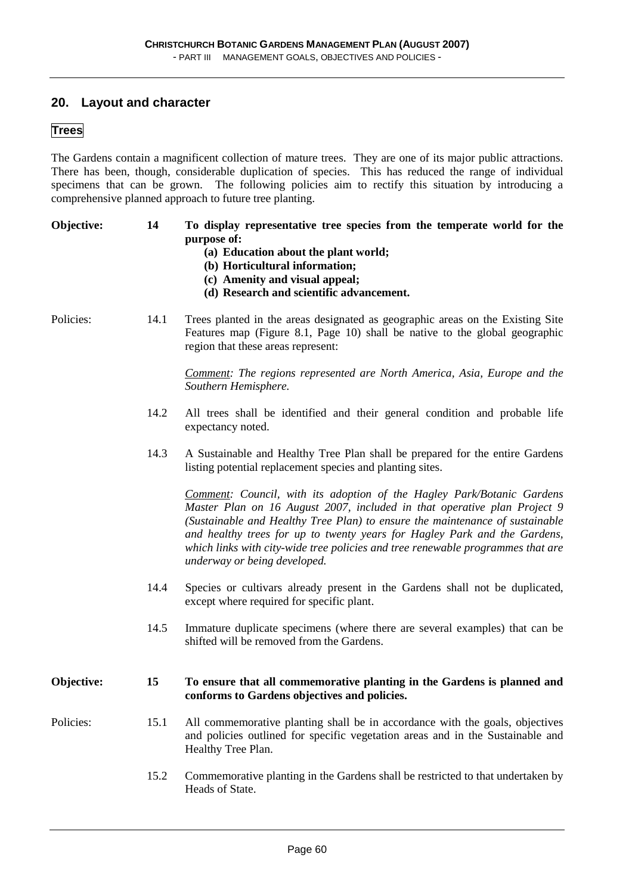## 20. Layout and character

### Trees

The Gardens contain a magnificent collection of mature trees. They are one of its major public attractions. There has been, though, considerable duplication of species. This has reduced the range of individual specimens that can be grown. The following policies aim to rectify this situation by introducing a comprehensive planned approach to future tree planting.

**Objective: 14 To display representative tree species from the temperate world for the purpose of:**

- **(a) Education about the plant world;**
- **(b) Horticultural information;**
- **(c) Amenity and visual appeal;**
- **(d) Research and scientific advancement.**

Policies:

14.1 Trees planted in the areas designated as geographic areas on the Existing Site Features map (Figure 8.1, Page 10) shall be native to the global geographic region that these areas represent:

*Comment: The regions represented are North America, Asia, Europe and the Southern Hemisphere.*

14.2 All trees shall be identified and their general condition and probable life expectancy noted.

14.3 A Sustainable and Healthy Tree Plan shall be prepared for the entire Gardens listing potential replacement species and planting sites.

*Comment: Council, with its adoption of the Hagley Park/Botanic Gardens Master Plan on 16 August 2007, included in that operative plan Project 9 (Sustainable and Healthy Tree Plan) to ensure the maintenance of sustainable and healthy trees for up to twenty years for Hagley Park and the Gardens, which links with city-wide tree policies and tree renewable programmes that are underway or being developed.*

14.4 Species or cultivars already present in the Gardens shall not be duplicated, except where required for specific plant.

14.5 Immature duplicate specimens (where there are several examples) that can be shifted will be removed from the Gardens.

**Objective: 15 To ensure that all commemorative planting in the Gardens is planned and conforms to Gardens objectives and policies.**

Policies:

15.1 All commemorative planting shall be in accordance with the goals, objectives and policies outlined for specific vegetation areas and in the Sustainable and Healthy Tree Plan.

15.2 Commemorative planting in the Gardens shall be restricted to that undertaken by Heads of State.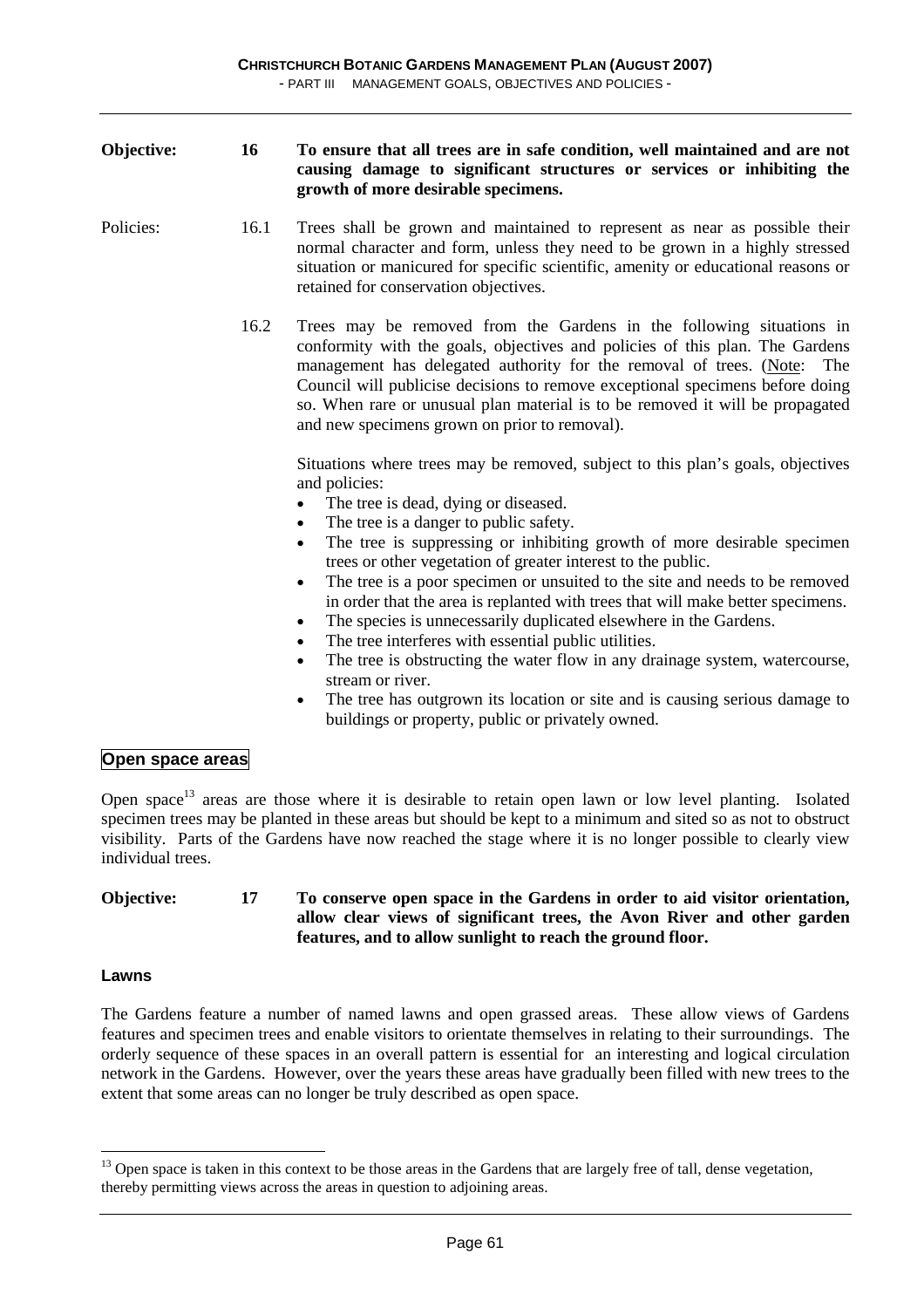**Objective: 16 To ensure that all trees are in safe condition, well maintained and are not causing damage to significant structures or services or inhibiting the growth of more desirable specimens.**

Policies:

16.1 Trees shall be grown and maintained to represent as near as possible their normal character and form, unless they need to be grown in a highly stressed situation or manicured for specific scientific, amenity or educational reasons or retained for conservation objectives.

16.2 Trees may be removed from the Gardens in the following situations in conformity with the goals, objectives and policies of this plan. The Gardens management has delegated authority for the removal of trees. (Note: The Council will publicise decisions to remove exceptional specimens before doing so. When rare or unusual plan material is to be removed it will be propagated and new specimens grown on prior to removal).

Situations where trees may be removed, subject to this plan's goals, objectives and policies:

- The tree is dead, dying or diseased.
- The tree is a danger to public safety.
- The tree is suppressing or inhibiting growth of more desirable specimen trees or other vegetation of greater interest to the public.
- The tree is a poor specimen or unsuited to the site and needs to be removed in order that the area is replanted with trees that will make better specimens.
- The species is unnecessarily duplicated elsewhere in the Gardens.
- The tree interferes with essential public utilities.
- The tree is obstructing the water flow in any drainage system, watercourse, stream or river.
- The tree has outgrown its location or site and is causing serious damage to buildings or property, public or privately owned.

## Open space areas

Open space[13] areas are those where it is desirable to retain open lawn or low level planting. Isolated specimen trees may be planted in these areas but should be kept to a minimum and sited so as not to obstruct visibility. Parts of the Gardens have now reached the stage where it is no longer possible to clearly view individual trees.

**Objective: 17 To conserve open space in the Gardens in order to aid visitor orientation, allow clear views of significant trees, the Avon River and other garden features, and to allow sunlight to reach the ground floor.**

### Lawns

The Gardens feature a number of named lawns and open grassed areas. These allow views of Gardens features and specimen trees and enable visitors to orientate themselves in relating to their surroundings. The orderly sequence of these spaces in an overall pattern is essential for an interesting and logical circulation network in the Gardens. However, over the years these areas have gradually been filled with new trees to the extent that some areas can no longer be truly described as open space.

[13] Open space is taken in this context to be those areas in the Gardens that are largely free of tall, dense vegetation, thereby permitting views across the areas in question to adjoining areas.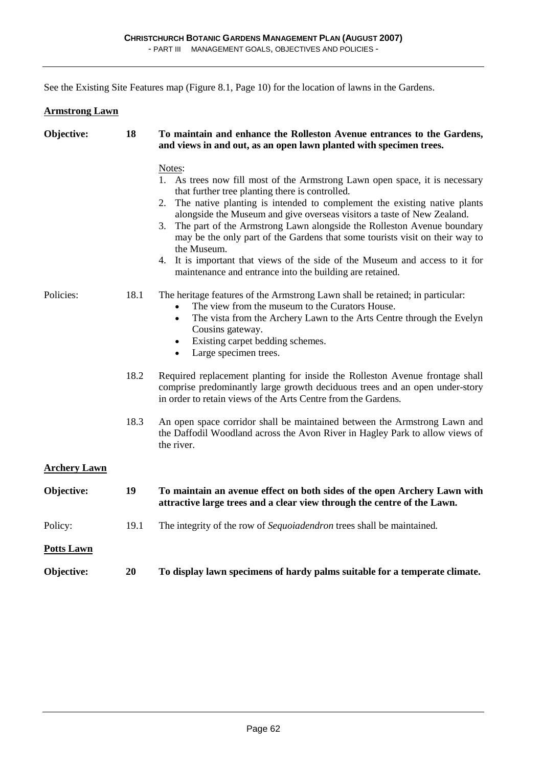See the Existing Site Features map (Figure 8.1, Page 10) for the location of lawns in the Gardens.

**Armstrong Lawn**

**Objective: 18 To maintain and enhance the Rolleston Avenue entrances to the Gardens, and views in and out, as an open lawn planted with specimen trees.**

Notes:

1. As trees now fill most of the Armstrong Lawn open space, it is necessary that further tree planting there is controlled.
2. The native planting is intended to complement the existing native plants alongside the Museum and give overseas visitors a taste of New Zealand.
3. The part of the Armstrong Lawn alongside the Rolleston Avenue boundary may be the only part of the Gardens that some tourists visit on their way to the Museum.
4. It is important that views of the side of the Museum and access to it for maintenance and entrance into the building are retained.

Policies:

18.1 The heritage features of the Armstrong Lawn shall be retained; in particular:

- The view from the museum to the Curators House.
- The vista from the Archery Lawn to the Arts Centre through the Evelyn Cousins gateway.
- Existing carpet bedding schemes.
- Large specimen trees.

18.2 Required replacement planting for inside the Rolleston Avenue frontage shall comprise predominantly large growth deciduous trees and an open under-story in order to retain views of the Arts Centre from the Gardens.

18.3 An open space corridor shall be maintained between the Armstrong Lawn and the Daffodil Woodland across the Avon River in Hagley Park to allow views of the river.

**Archery Lawn**

**Objective: 19 To maintain an avenue effect on both sides of the open Archery Lawn with attractive large trees and a clear view through the centre of the Lawn.**

Policy: 19.1 The integrity of the row of *Sequoiadendron* trees shall be maintained.

**Potts Lawn**

**Objective: 20 To display lawn specimens of hardy palms suitable for a temperate climate.**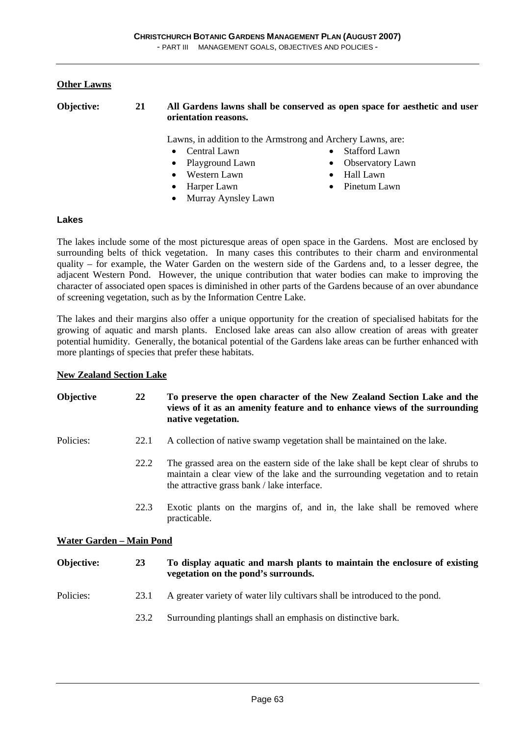### Other Lawns

**Objective: 21 All Gardens lawns shall be conserved as open space for aesthetic and user orientation reasons.**

Lawns, in addition to the Armstrong and Archery Lawns, are:

- Central Lawn
- Playground Lawn
- Western Lawn
- Harper Lawn
- Murray Aynsley Lawn
- Stafford Lawn
- Observatory Lawn
- Hall Lawn
- Pinetum Lawn

## Lakes

The lakes include some of the most picturesque areas of open space in the Gardens. Most are enclosed by surrounding belts of thick vegetation. In many cases this contributes to their charm and environmental quality – for example, the Water Garden on the western side of the Gardens and, to a lesser degree, the adjacent Western Pond. However, the unique contribution that water bodies can make to improving the character of associated open spaces is diminished in other parts of the Gardens because of an over abundance of screening vegetation, such as by the Information Centre Lake.

The lakes and their margins also offer a unique opportunity for the creation of specialised habitats for the growing of aquatic and marsh plants. Enclosed lake areas can also allow creation of areas with greater potential humidity. Generally, the botanical potential of the Gardens lake areas can be further enhanced with more plantings of species that prefer these habitats.

### New Zealand Section Lake

**Objective 22 To preserve the open character of the New Zealand Section Lake and the views of it as an amenity feature and to enhance views of the surrounding native vegetation.**

Policies:

22.1 A collection of native swamp vegetation shall be maintained on the lake.

22.2 The grassed area on the eastern side of the lake shall be kept clear of shrubs to maintain a clear view of the lake and the surrounding vegetation and to retain the attractive grass bank / lake interface.

22.3 Exotic plants on the margins of, and in, the lake shall be removed where practicable.

### Water Garden – Main Pond

**Objective: 23 To display aquatic and marsh plants to maintain the enclosure of existing vegetation on the pond's surrounds.**

Policies:

23.1 A greater variety of water lily cultivars shall be introduced to the pond.

23.2 Surrounding plantings shall an emphasis on distinctive bark.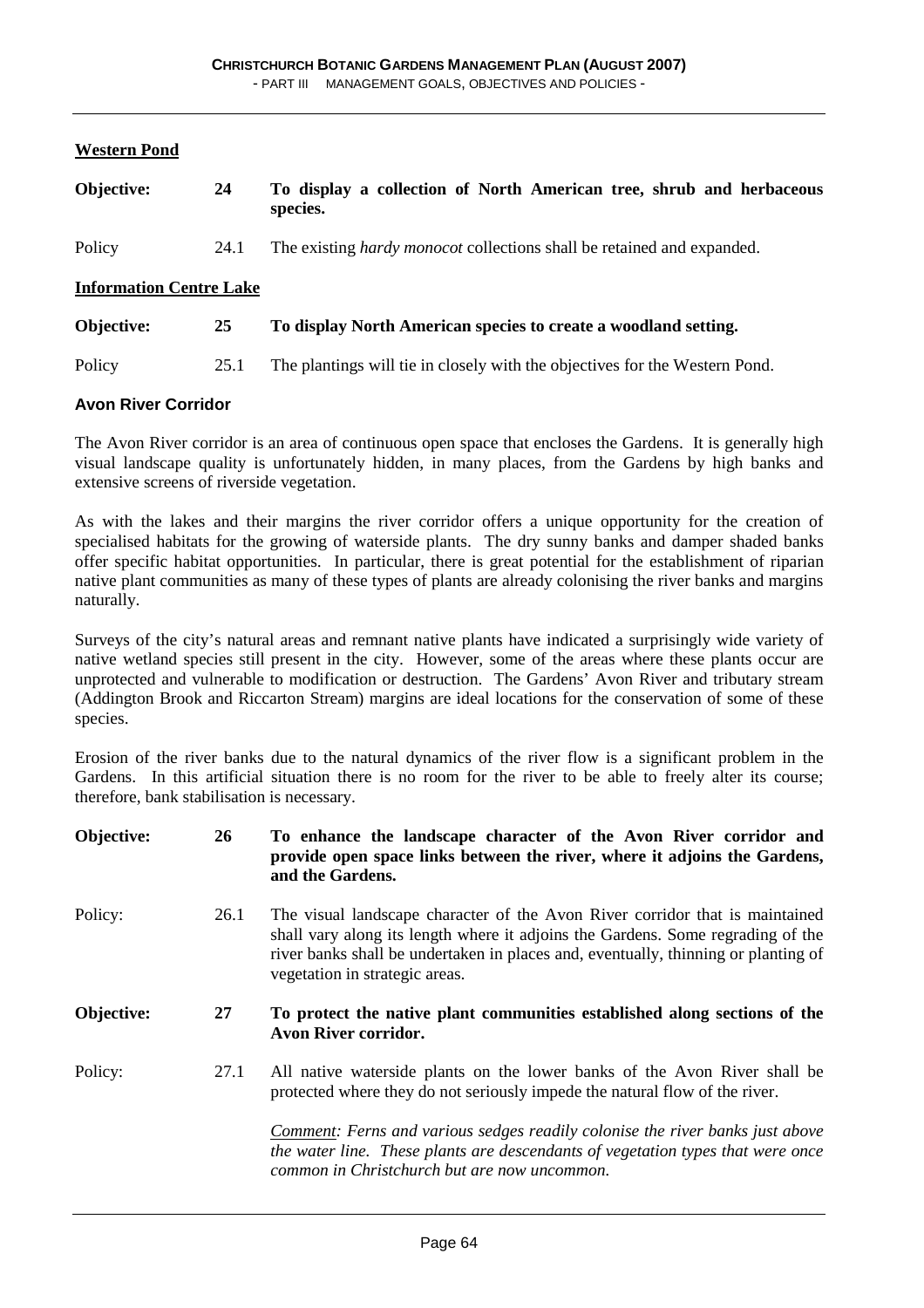**Western Pond**

**Objective: 24 To display a collection of North American tree, shrub and herbaceous species.**

Policy 24.1 The existing *hardy monocot* collections shall be retained and expanded.

**Information Centre Lake**

**Objective: 25 To display North American species to create a woodland setting.**

Policy 25.1 The plantings will tie in closely with the objectives for the Western Pond.

**Avon River Corridor**

The Avon River corridor is an area of continuous open space that encloses the Gardens. It is generally high visual landscape quality is unfortunately hidden, in many places, from the Gardens by high banks and extensive screens of riverside vegetation.

As with the lakes and their margins the river corridor offers a unique opportunity for the creation of specialised habitats for the growing of waterside plants. The dry sunny banks and damper shaded banks offer specific habitat opportunities. In particular, there is great potential for the establishment of riparian native plant communities as many of these types of plants are already colonising the river banks and margins naturally.

Surveys of the city's natural areas and remnant native plants have indicated a surprisingly wide variety of native wetland species still present in the city. However, some of the areas where these plants occur are unprotected and vulnerable to modification or destruction. The Gardens' Avon River and tributary stream (Addington Brook and Riccarton Stream) margins are ideal locations for the conservation of some of these species.

Erosion of the river banks due to the natural dynamics of the river flow is a significant problem in the Gardens. In this artificial situation there is no room for the river to be able to freely alter its course; therefore, bank stabilisation is necessary.

**Objective: 26 To enhance the landscape character of the Avon River corridor and provide open space links between the river, where it adjoins the Gardens, and the Gardens.**

Policy: 26.1 The visual landscape character of the Avon River corridor that is maintained shall vary along its length where it adjoins the Gardens. Some regrading of the river banks shall be undertaken in places and, eventually, thinning or planting of vegetation in strategic areas.

**Objective: 27 To protect the native plant communities established along sections of the Avon River corridor.**

Policy: 27.1 All native waterside plants on the lower banks of the Avon River shall be protected where they do not seriously impede the natural flow of the river.

*Comment: Ferns and various sedges readily colonise the river banks just above the water line. These plants are descendants of vegetation types that were once common in Christchurch but are now uncommon.*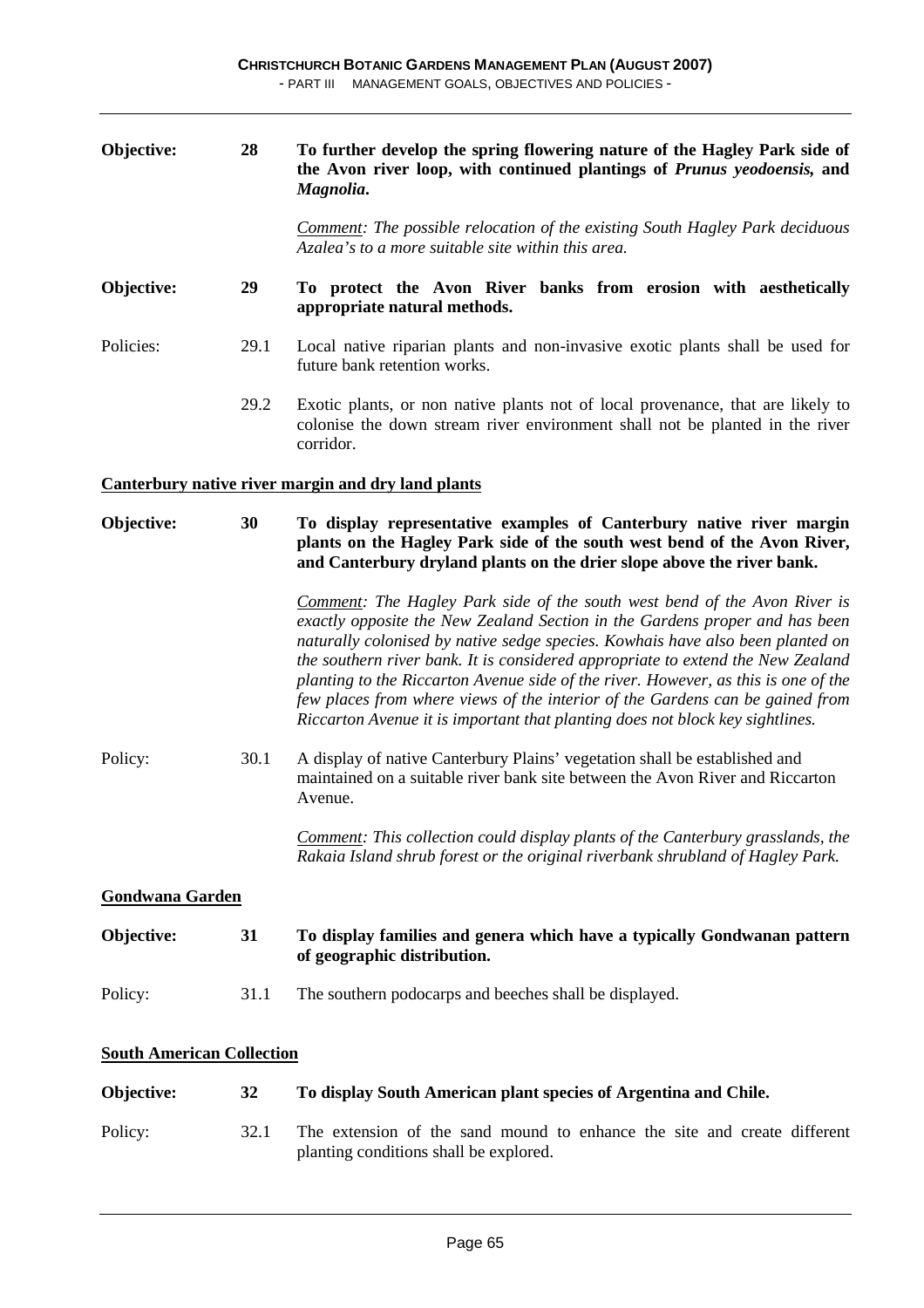**Objective: 28** **To further develop the spring flowering nature of the Hagley Park side of the Avon river loop, with continued plantings of *Prunus yeodoensis,* and *Magnolia*.**

*Comment: The possible relocation of the existing South Hagley Park deciduous Azalea's to a more suitable site within this area.*

**Objective: 29** **To protect the Avon River banks from erosion with aesthetically appropriate natural methods.**

Policies:

29.1 Local native riparian plants and non-invasive exotic plants shall be used for future bank retention works.

29.2 Exotic plants, or non native plants not of local provenance, that are likely to colonise the down stream river environment shall not be planted in the river corridor.

**Canterbury native river margin and dry land plants**

**Objective: 30** **To display representative examples of Canterbury native river margin plants on the Hagley Park side of the south west bend of the Avon River, and Canterbury dryland plants on the drier slope above the river bank.**

*Comment: The Hagley Park side of the south west bend of the Avon River is exactly opposite the New Zealand Section in the Gardens proper and has been naturally colonised by native sedge species. Kowhais have also been planted on the southern river bank. It is considered appropriate to extend the New Zealand planting to the Riccarton Avenue side of the river. However, as this is one of the few places from where views of the interior of the Gardens can be gained from Riccarton Avenue it is important that planting does not block key sightlines.*

Policy:

30.1 A display of native Canterbury Plains' vegetation shall be established and maintained on a suitable river bank site between the Avon River and Riccarton Avenue.

*Comment: This collection could display plants of the Canterbury grasslands, the Rakaia Island shrub forest or the original riverbank shrubland of Hagley Park.*

**Gondwana Garden**

**Objective: 31** **To display families and genera which have a typically Gondwanan pattern of geographic distribution.**

Policy:

31.1 The southern podocarps and beeches shall be displayed.

**South American Collection**

**Objective: 32** **To display South American plant species of Argentina and Chile.**

Policy:

32.1 The extension of the sand mound to enhance the site and create different planting conditions shall be explored.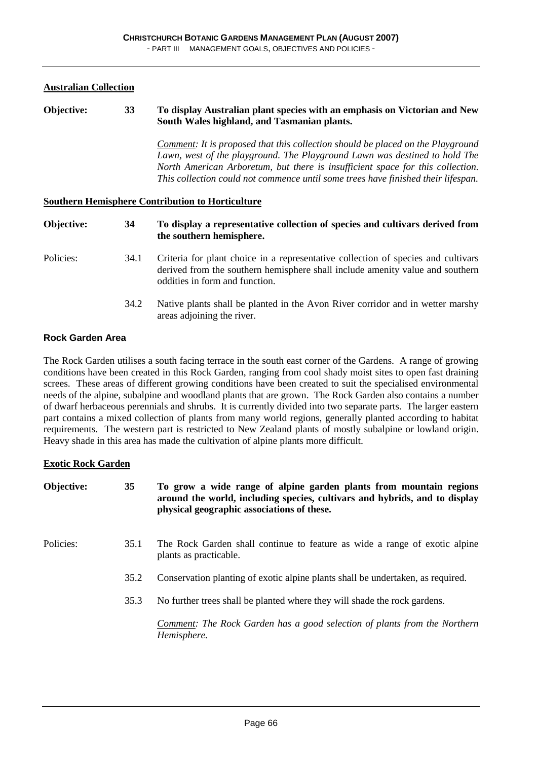## Australian Collection

**Objective: 33 To display Australian plant species with an emphasis on Victorian and New South Wales highland, and Tasmanian plants.**

*Comment: It is proposed that this collection should be placed on the Playground Lawn, west of the playground. The Playground Lawn was destined to hold The North American Arboretum, but there is insufficient space for this collection. This collection could not commence until some trees have finished their lifespan.*

## Southern Hemisphere Contribution to Horticulture

**Objective: 34 To display a representative collection of species and cultivars derived from the southern hemisphere.**

Policies:

34.1 Criteria for plant choice in a representative collection of species and cultivars derived from the southern hemisphere shall include amenity value and southern oddities in form and function.

34.2 Native plants shall be planted in the Avon River corridor and in wetter marshy areas adjoining the river.

### Rock Garden Area

The Rock Garden utilises a south facing terrace in the south east corner of the Gardens. A range of growing conditions have been created in this Rock Garden, ranging from cool shady moist sites to open fast draining screes. These areas of different growing conditions have been created to suit the specialised environmental needs of the alpine, subalpine and woodland plants that are grown. The Rock Garden also contains a number of dwarf herbaceous perennials and shrubs. It is currently divided into two separate parts. The larger eastern part contains a mixed collection of plants from many world regions, generally planted according to habitat requirements. The western part is restricted to New Zealand plants of mostly subalpine or lowland origin. Heavy shade in this area has made the cultivation of alpine plants more difficult.

## Exotic Rock Garden

**Objective: 35 To grow a wide range of alpine garden plants from mountain regions around the world, including species, cultivars and hybrids, and to display physical geographic associations of these.**

Policies:

35.1 The Rock Garden shall continue to feature as wide a range of exotic alpine plants as practicable.

35.2 Conservation planting of exotic alpine plants shall be undertaken, as required.

35.3 No further trees shall be planted where they will shade the rock gardens.

*Comment: The Rock Garden has a good selection of plants from the Northern Hemisphere.*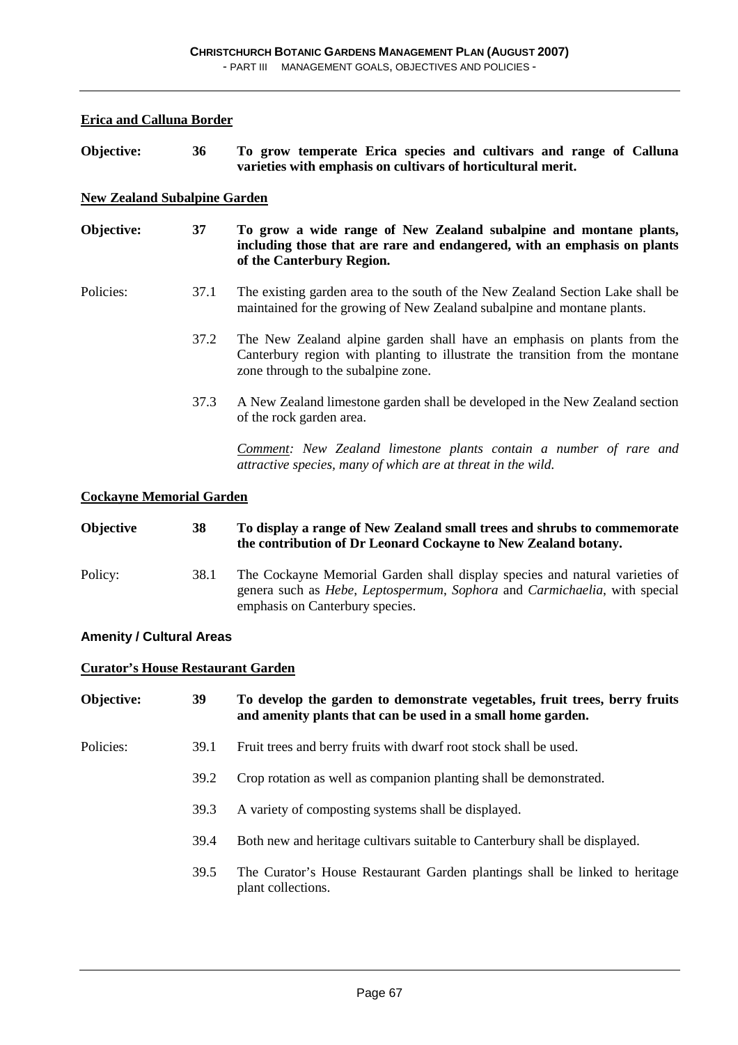**Erica and Calluna Border**

**Objective: 36 To grow temperate Erica species and cultivars and range of Calluna varieties with emphasis on cultivars of horticultural merit.**

**New Zealand Subalpine Garden**

**Objective: 37 To grow a wide range of New Zealand subalpine and montane plants, including those that are rare and endangered, with an emphasis on plants of the Canterbury Region.**

Policies:

37.1 The existing garden area to the south of the New Zealand Section Lake shall be maintained for the growing of New Zealand subalpine and montane plants.

37.2 The New Zealand alpine garden shall have an emphasis on plants from the Canterbury region with planting to illustrate the transition from the montane zone through to the subalpine zone.

37.3 A New Zealand limestone garden shall be developed in the New Zealand section of the rock garden area.

*Comment: New Zealand limestone plants contain a number of rare and attractive species, many of which are at threat in the wild.*

**Cockayne Memorial Garden**

**Objective 38 To display a range of New Zealand small trees and shrubs to commemorate the contribution of Dr Leonard Cockayne to New Zealand botany.**

Policy:

38.1 The Cockayne Memorial Garden shall display species and natural varieties of genera such as *Hebe*, *Leptospermum*, *Sophora* and *Carmichaelia*, with special emphasis on Canterbury species.

### Amenity / Cultural Areas

**Curator's House Restaurant Garden**

**Objective: 39 To develop the garden to demonstrate vegetables, fruit trees, berry fruits and amenity plants that can be used in a small home garden.**

Policies:

39.1 Fruit trees and berry fruits with dwarf root stock shall be used.

39.2 Crop rotation as well as companion planting shall be demonstrated.

39.3 A variety of composting systems shall be displayed.

39.4 Both new and heritage cultivars suitable to Canterbury shall be displayed.

39.5 The Curator's House Restaurant Garden plantings shall be linked to heritage plant collections.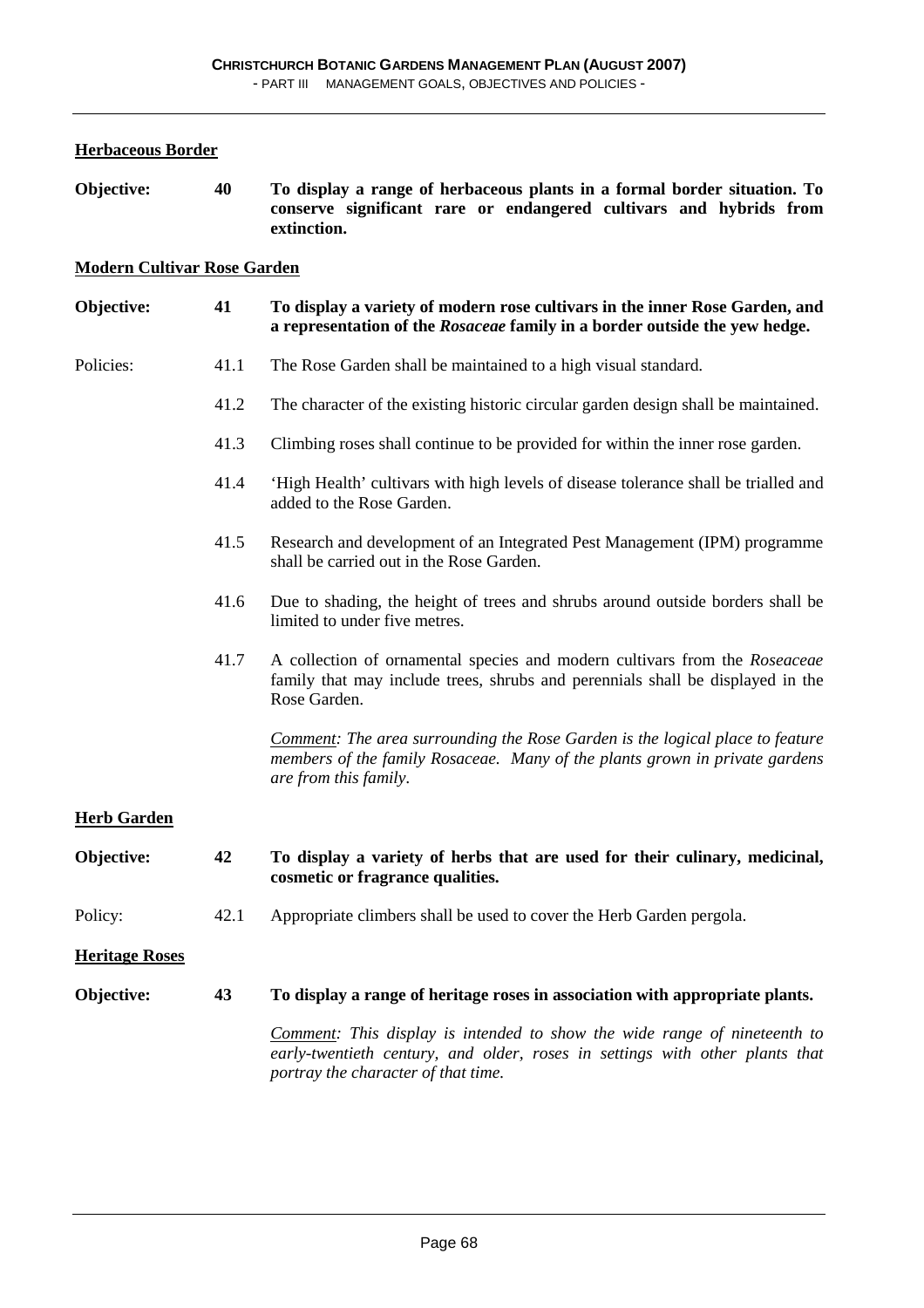## Herbaceous Border

**Objective: 40 To display a range of herbaceous plants in a formal border situation. To conserve significant rare or endangered cultivars and hybrids from extinction.**

## Modern Cultivar Rose Garden

**Objective: 41 To display a variety of modern rose cultivars in the inner Rose Garden, and a representation of the *Rosaceae* family in a border outside the yew hedge.**

Policies:

41.1 The Rose Garden shall be maintained to a high visual standard.

41.2 The character of the existing historic circular garden design shall be maintained.

41.3 Climbing roses shall continue to be provided for within the inner rose garden.

41.4 'High Health' cultivars with high levels of disease tolerance shall be trialled and added to the Rose Garden.

41.5 Research and development of an Integrated Pest Management (IPM) programme shall be carried out in the Rose Garden.

41.6 Due to shading, the height of trees and shrubs around outside borders shall be limited to under five metres.

41.7 A collection of ornamental species and modern cultivars from the *Roseaceae* family that may include trees, shrubs and perennials shall be displayed in the Rose Garden.

*Comment: The area surrounding the Rose Garden is the logical place to feature members of the family Rosaceae. Many of the plants grown in private gardens are from this family.*

## Herb Garden

**Objective: 42 To display a variety of herbs that are used for their culinary, medicinal, cosmetic or fragrance qualities.**

Policy:

42.1 Appropriate climbers shall be used to cover the Herb Garden pergola.

## Heritage Roses

**Objective: 43 To display a range of heritage roses in association with appropriate plants.**

*Comment: This display is intended to show the wide range of nineteenth to early-twentieth century, and older, roses in settings with other plants that portray the character of that time.*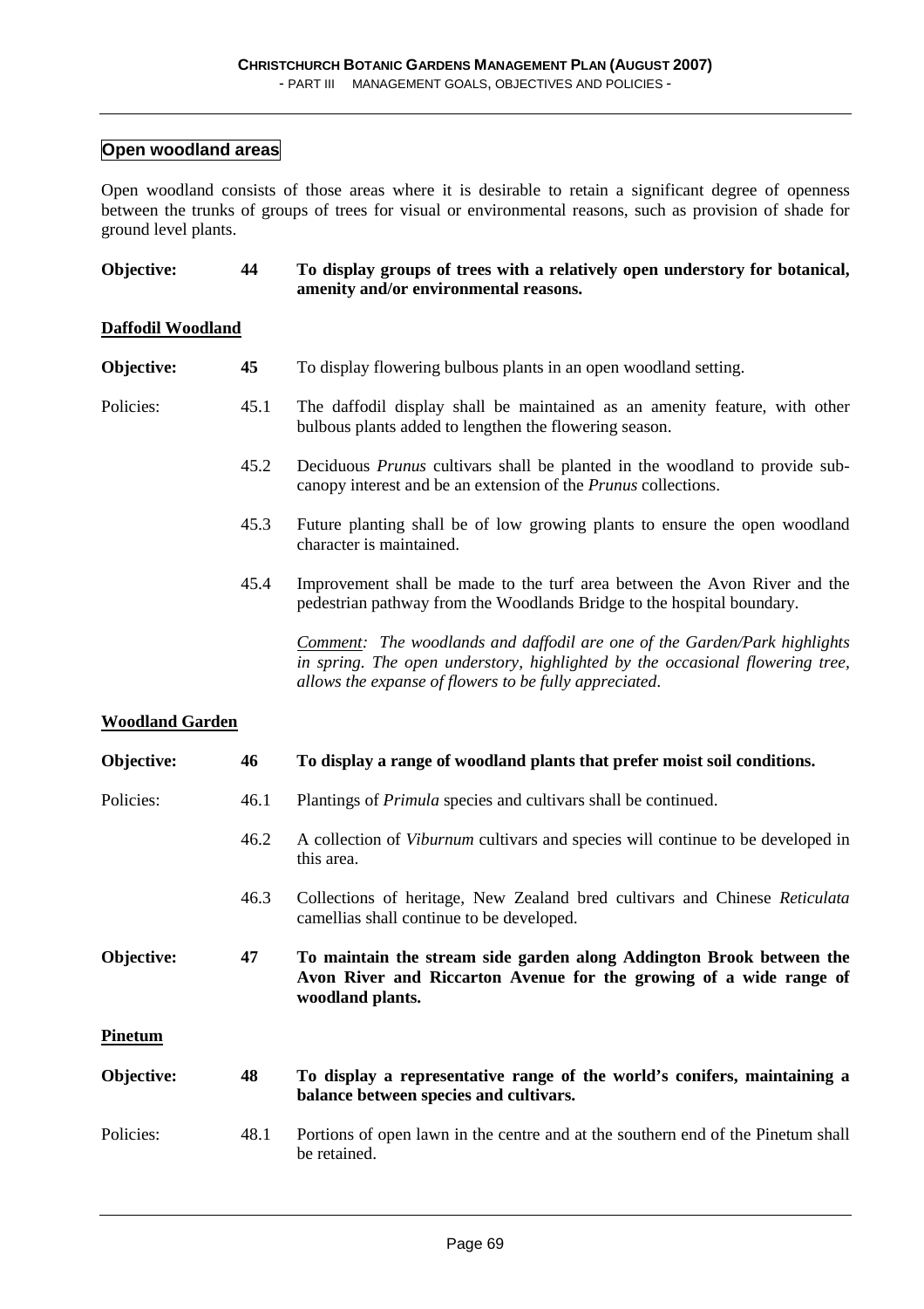## Open woodland areas

Open woodland consists of those areas where it is desirable to retain a significant degree of openness between the trunks of groups of trees for visual or environmental reasons, such as provision of shade for ground level plants.

**Objective: 44 To display groups of trees with a relatively open understory for botanical, amenity and/or environmental reasons.**

### Daffodil Woodland

**Objective:** **45** To display flowering bulbous plants in an open woodland setting.

Policies:

45.1 The daffodil display shall be maintained as an amenity feature, with other bulbous plants added to lengthen the flowering season.

45.2 Deciduous *Prunus* cultivars shall be planted in the woodland to provide sub-canopy interest and be an extension of the *Prunus* collections.

45.3 Future planting shall be of low growing plants to ensure the open woodland character is maintained.

45.4 Improvement shall be made to the turf area between the Avon River and the pedestrian pathway from the Woodlands Bridge to the hospital boundary.

*Comment: The woodlands and daffodil are one of the Garden/Park highlights in spring. The open understory, highlighted by the occasional flowering tree, allows the expanse of flowers to be fully appreciated.*

### Woodland Garden

**Objective: 46 To display a range of woodland plants that prefer moist soil conditions.**

Policies:

46.1 Plantings of *Primula* species and cultivars shall be continued.

46.2 A collection of *Viburnum* cultivars and species will continue to be developed in this area.

46.3 Collections of heritage, New Zealand bred cultivars and Chinese *Reticulata* camellias shall continue to be developed.

**Objective: 47 To maintain the stream side garden along Addington Brook between the Avon River and Riccarton Avenue for the growing of a wide range of woodland plants.**

### Pinetum

**Objective: 48 To display a representative range of the world's conifers, maintaining a balance between species and cultivars.**

Policies:

48.1 Portions of open lawn in the centre and at the southern end of the Pinetum shall be retained.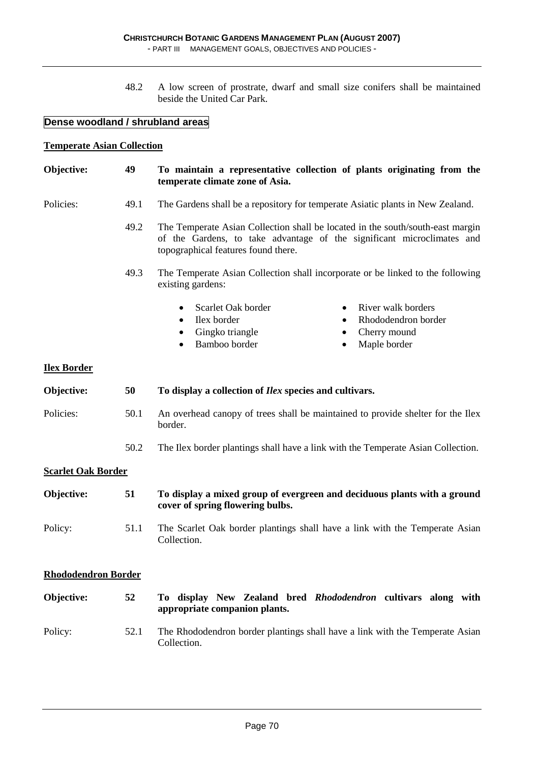48.2 A low screen of prostrate, dwarf and small size conifers shall be maintained beside the United Car Park.

## Dense woodland / shrubland areas

### Temperate Asian Collection

**Objective: 49 To maintain a representative collection of plants originating from the temperate climate zone of Asia.**

Policies:

49.1 The Gardens shall be a repository for temperate Asiatic plants in New Zealand.

49.2 The Temperate Asian Collection shall be located in the south/south-east margin of the Gardens, to take advantage of the significant microclimates and topographical features found there.

49.3 The Temperate Asian Collection shall incorporate or be linked to the following existing gardens:

- Scarlet Oak border
- Ilex border
- Gingko triangle
- Bamboo border
- River walk borders
- Rhododendron border
- Cherry mound
- Maple border

### Ilex Border

**Objective: 50 To display a collection of *Ilex* species and cultivars.**

Policies:

50.1 An overhead canopy of trees shall be maintained to provide shelter for the Ilex border.

50.2 The Ilex border plantings shall have a link with the Temperate Asian Collection.

### Scarlet Oak Border

**Objective: 51 To display a mixed group of evergreen and deciduous plants with a ground cover of spring flowering bulbs.**

Policy:

51.1 The Scarlet Oak border plantings shall have a link with the Temperate Asian Collection.

### Rhododendron Border

**Objective: 52 To display New Zealand bred *Rhododendron* cultivars along with appropriate companion plants.**

Policy:

52.1 The Rhododendron border plantings shall have a link with the Temperate Asian Collection.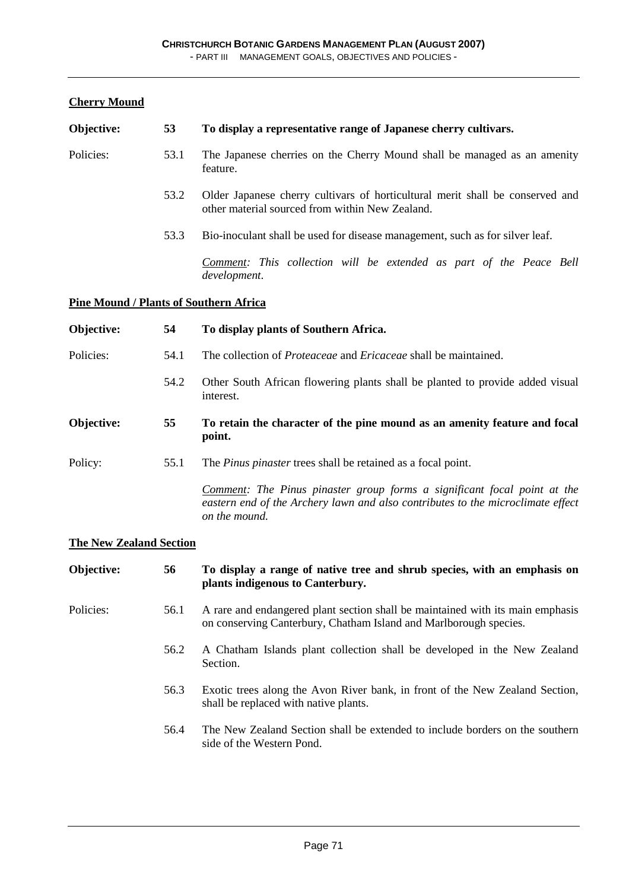### Cherry Mound

**Objective: 53 To display a representative range of Japanese cherry cultivars.**

Policies:

53.1 The Japanese cherries on the Cherry Mound shall be managed as an amenity feature.

53.2 Older Japanese cherry cultivars of horticultural merit shall be conserved and other material sourced from within New Zealand.

53.3 Bio-inoculant shall be used for disease management, such as for silver leaf.

*Comment: This collection will be extended as part of the Peace Bell development.*

### Pine Mound / Plants of Southern Africa

**Objective: 54 To display plants of Southern Africa.**

Policies:

54.1 The collection of *Proteaceae* and *Ericaceae* shall be maintained.

54.2 Other South African flowering plants shall be planted to provide added visual interest.

**Objective: 55 To retain the character of the pine mound as an amenity feature and focal point.**

Policy:

55.1 The *Pinus pinaster* trees shall be retained as a focal point.

*Comment: The Pinus pinaster group forms a significant focal point at the eastern end of the Archery lawn and also contributes to the microclimate effect on the mound.*

### The New Zealand Section

**Objective: 56 To display a range of native tree and shrub species, with an emphasis on plants indigenous to Canterbury.**

Policies:

56.1 A rare and endangered plant section shall be maintained with its main emphasis on conserving Canterbury, Chatham Island and Marlborough species.

56.2 A Chatham Islands plant collection shall be developed in the New Zealand Section.

56.3 Exotic trees along the Avon River bank, in front of the New Zealand Section, shall be replaced with native plants.

56.4 The New Zealand Section shall be extended to include borders on the southern side of the Western Pond.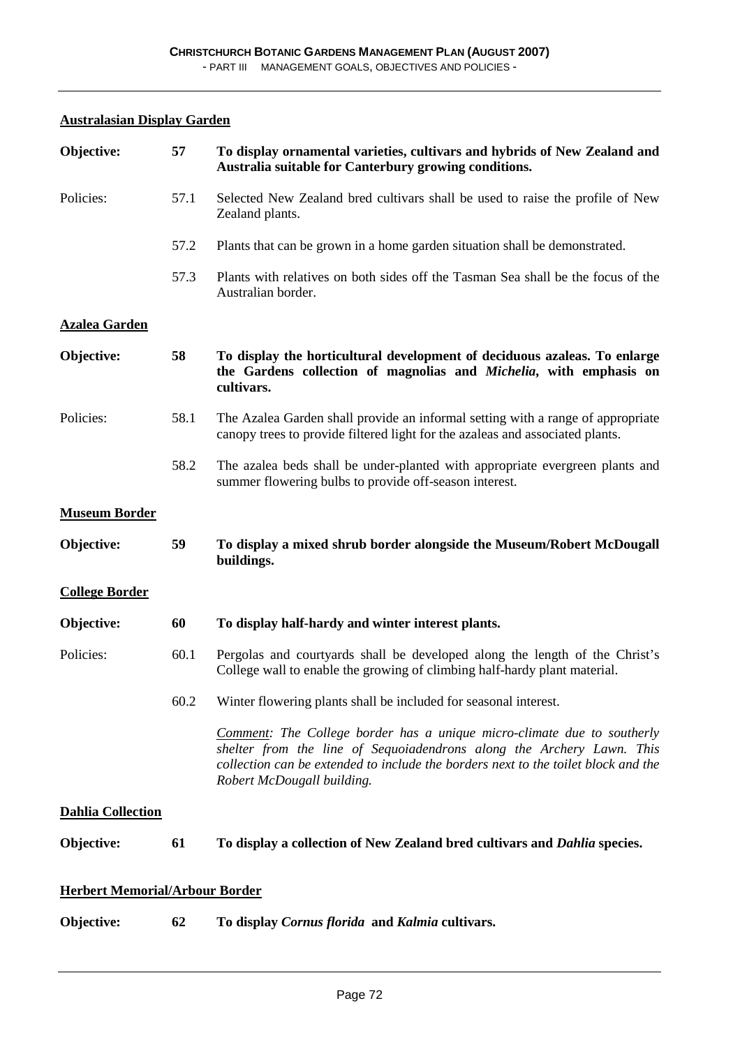**Australasian Display Garden**

| | | |
|---|---|---|
| **Objective:** | **57** | **To display ornamental varieties, cultivars and hybrids of New Zealand and Australia suitable for Canterbury growing conditions.** |
| Policies: | 57.1 | Selected New Zealand bred cultivars shall be used to raise the profile of New Zealand plants. |
| | 57.2 | Plants that can be grown in a home garden situation shall be demonstrated. |
| | 57.3 | Plants with relatives on both sides off the Tasman Sea shall be the focus of the Australian border. |

**Azalea Garden**

| | | |
|---|---|---|
| **Objective:** | **58** | **To display the horticultural development of deciduous azaleas. To enlarge the Gardens collection of magnolias and *Michelia*, with emphasis on cultivars.** |
| Policies: | 58.1 | The Azalea Garden shall provide an informal setting with a range of appropriate canopy trees to provide filtered light for the azaleas and associated plants. |
| | 58.2 | The azalea beds shall be under-planted with appropriate evergreen plants and summer flowering bulbs to provide off-season interest. |

**Museum Border**

| | | |
|---|---|---|
| **Objective:** | **59** | **To display a mixed shrub border alongside the Museum/Robert McDougall buildings.** |

**College Border**

| | | |
|---|---|---|
| **Objective:** | **60** | **To display half-hardy and winter interest plants.** |
| Policies: | 60.1 | Pergolas and courtyards shall be developed along the length of the Christ's College wall to enable the growing of climbing half-hardy plant material. |
| | 60.2 | Winter flowering plants shall be included for seasonal interest. |
| | | *Comment: The College border has a unique micro-climate due to southerly shelter from the line of Sequoiadendrons along the Archery Lawn. This collection can be extended to include the borders next to the toilet block and the Robert McDougall building.* |

**Dahlia Collection**

| | | |
|---|---|---|
| **Objective:** | **61** | **To display a collection of New Zealand bred cultivars and *Dahlia* species.** |

**Herbert Memorial/Arbour Border**

| | | |
|---|---|---|
| **Objective:** | **62** | **To display *Cornus florida* and *Kalmia* cultivars.** |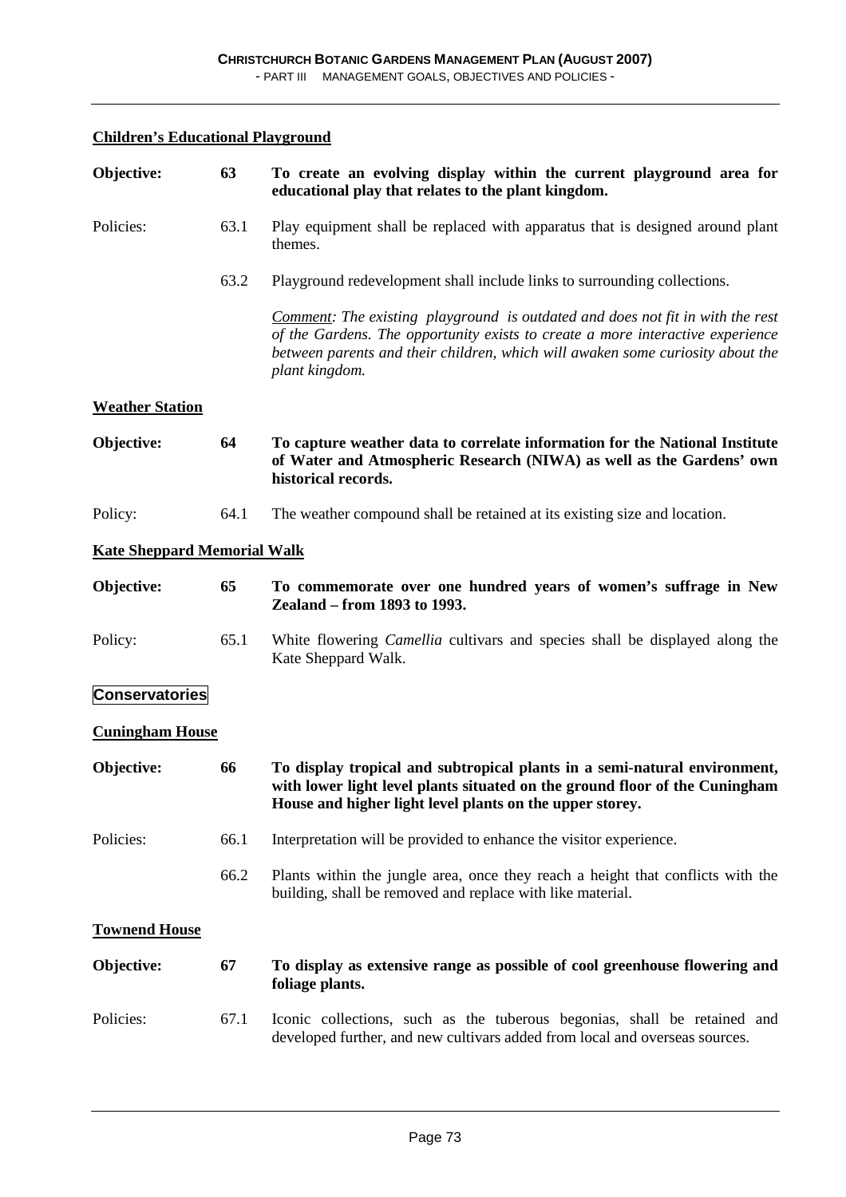**Children's Educational Playground**

| | | |
|---|---|---|
| **Objective:** | **63** | **To create an evolving display within the current playground area for educational play that relates to the plant kingdom.** |
| Policies: | 63.1 | Play equipment shall be replaced with apparatus that is designed around plant themes. |
| | 63.2 | Playground redevelopment shall include links to surrounding collections. |
| | | *Comment: The existing playground is outdated and does not fit in with the rest of the Gardens. The opportunity exists to create a more interactive experience between parents and their children, which will awaken some curiosity about the plant kingdom.* |

**Weather Station**

| | | |
|---|---|---|
| **Objective:** | **64** | **To capture weather data to correlate information for the National Institute of Water and Atmospheric Research (NIWA) as well as the Gardens' own historical records.** |
| Policy: | 64.1 | The weather compound shall be retained at its existing size and location. |

**Kate Sheppard Memorial Walk**

| | | |
|---|---|---|
| **Objective:** | **65** | **To commemorate over one hundred years of women's suffrage in New Zealand – from 1893 to 1993.** |
| Policy: | 65.1 | White flowering *Camellia* cultivars and species shall be displayed along the Kate Sheppard Walk. |

## Conservatories

**Cuningham House**

| | | |
|---|---|---|
| **Objective:** | **66** | **To display tropical and subtropical plants in a semi-natural environment, with lower light level plants situated on the ground floor of the Cuningham House and higher light level plants on the upper storey.** |
| Policies: | 66.1 | Interpretation will be provided to enhance the visitor experience. |
| | 66.2 | Plants within the jungle area, once they reach a height that conflicts with the building, shall be removed and replace with like material. |

**Townend House**

| | | |
|---|---|---|
| **Objective:** | **67** | **To display as extensive range as possible of cool greenhouse flowering and foliage plants.** |
| Policies: | 67.1 | Iconic collections, such as the tuberous begonias, shall be retained and developed further, and new cultivars added from local and overseas sources. |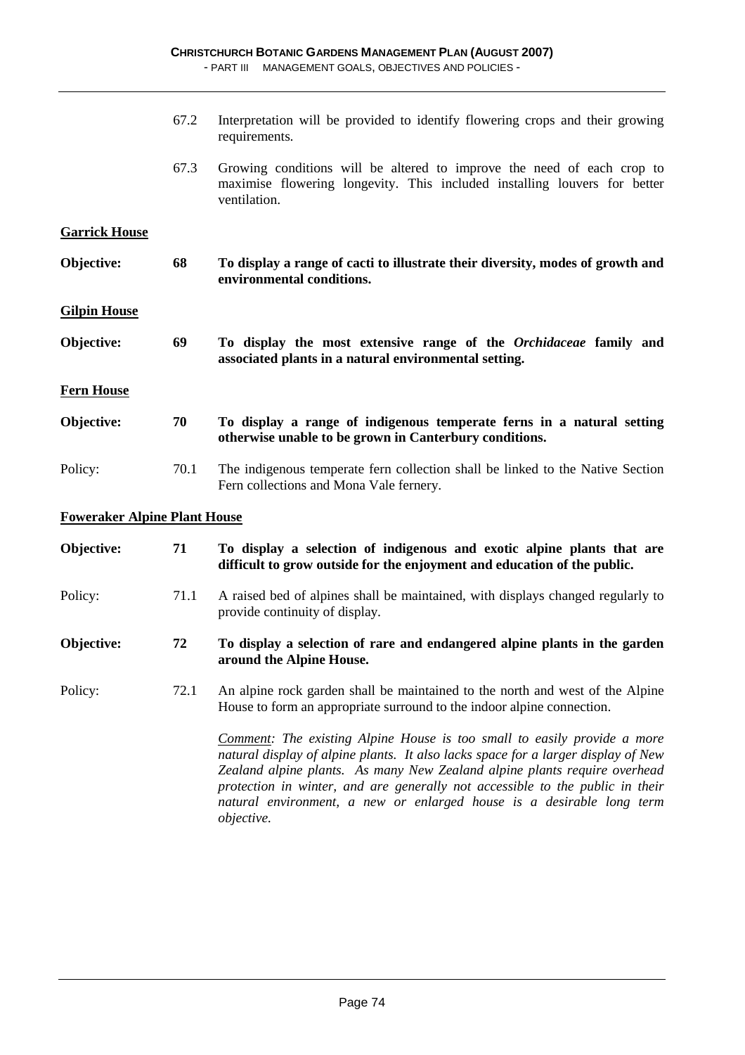67.2 Interpretation will be provided to identify flowering crops and their growing requirements.

67.3 Growing conditions will be altered to improve the need of each crop to maximise flowering longevity. This included installing louvers for better ventilation.

**Garrick House**

**Objective: 68 To display a range of cacti to illustrate their diversity, modes of growth and environmental conditions.**

**Gilpin House**

**Objective: 69 To display the most extensive range of the *Orchidaceae* family and associated plants in a natural environmental setting.**

**Fern House**

**Objective: 70 To display a range of indigenous temperate ferns in a natural setting otherwise unable to be grown in Canterbury conditions.**

Policy: 70.1 The indigenous temperate fern collection shall be linked to the Native Section Fern collections and Mona Vale fernery.

**Foweraker Alpine Plant House**

**Objective: 71 To display a selection of indigenous and exotic alpine plants that are difficult to grow outside for the enjoyment and education of the public.**

Policy: 71.1 A raised bed of alpines shall be maintained, with displays changed regularly to provide continuity of display.

**Objective: 72 To display a selection of rare and endangered alpine plants in the garden around the Alpine House.**

Policy: 72.1 An alpine rock garden shall be maintained to the north and west of the Alpine House to form an appropriate surround to the indoor alpine connection.

*Comment: The existing Alpine House is too small to easily provide a more natural display of alpine plants. It also lacks space for a larger display of New Zealand alpine plants. As many New Zealand alpine plants require overhead protection in winter, and are generally not accessible to the public in their natural environment, a new or enlarged house is a desirable long term objective.*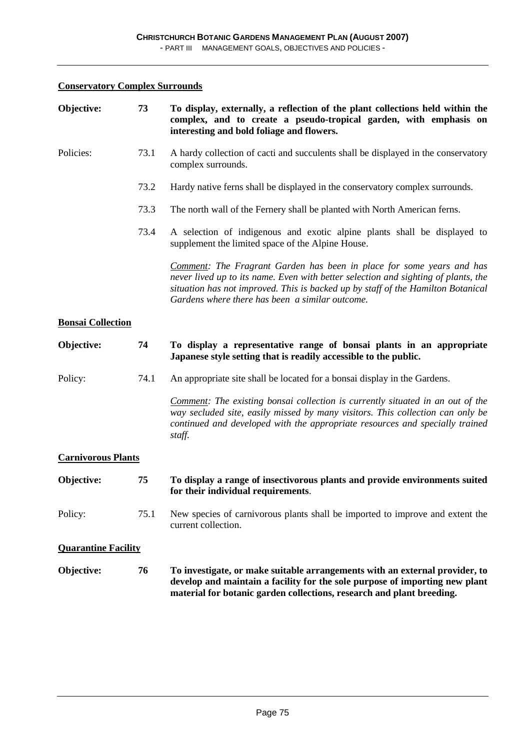**Conservatory Complex Surrounds**

**Objective: 73 To display, externally, a reflection of the plant collections held within the complex, and to create a pseudo-tropical garden, with emphasis on interesting and bold foliage and flowers.**

Policies:

73.1 A hardy collection of cacti and succulents shall be displayed in the conservatory complex surrounds.

73.2 Hardy native ferns shall be displayed in the conservatory complex surrounds.

73.3 The north wall of the Fernery shall be planted with North American ferns.

73.4 A selection of indigenous and exotic alpine plants shall be displayed to supplement the limited space of the Alpine House.

*Comment: The Fragrant Garden has been in place for some years and has never lived up to its name. Even with better selection and sighting of plants, the situation has not improved. This is backed up by staff of the Hamilton Botanical Gardens where there has been a similar outcome.*

**Bonsai Collection**

**Objective: 74 To display a representative range of bonsai plants in an appropriate Japanese style setting that is readily accessible to the public.**

Policy:

74.1 An appropriate site shall be located for a bonsai display in the Gardens.

*Comment: The existing bonsai collection is currently situated in an out of the way secluded site, easily missed by many visitors. This collection can only be continued and developed with the appropriate resources and specially trained staff.*

**Carnivorous Plants**

**Objective: 75 To display a range of insectivorous plants and provide environments suited for their individual requirements**.

Policy:

75.1 New species of carnivorous plants shall be imported to improve and extent the current collection.

**Quarantine Facility**

**Objective: 76 To investigate, or make suitable arrangements with an external provider, to develop and maintain a facility for the sole purpose of importing new plant material for botanic garden collections, research and plant breeding.**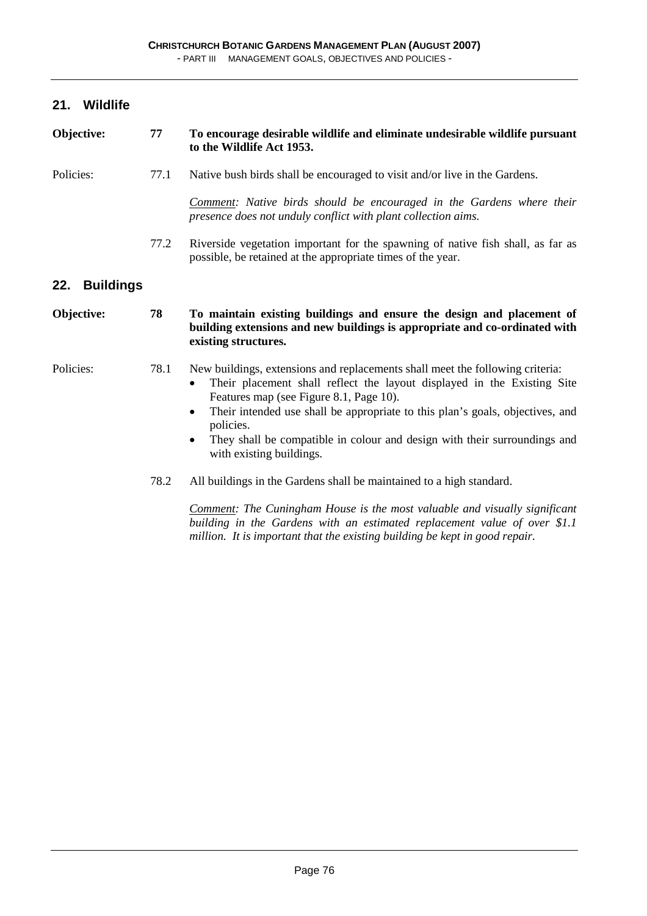## 21. Wildlife

**Objective:** **77** **To encourage desirable wildlife and eliminate undesirable wildlife pursuant to the Wildlife Act 1953.**

Policies:

77.1 Native bush birds shall be encouraged to visit and/or live in the Gardens.

*Comment: Native birds should be encouraged in the Gardens where their presence does not unduly conflict with plant collection aims.*

77.2 Riverside vegetation important for the spawning of native fish shall, as far as possible, be retained at the appropriate times of the year.

## 22. Buildings

**Objective:** **78** **To maintain existing buildings and ensure the design and placement of building extensions and new buildings is appropriate and co-ordinated with existing structures.**

Policies:

78.1 New buildings, extensions and replacements shall meet the following criteria:

- Their placement shall reflect the layout displayed in the Existing Site Features map (see Figure 8.1, Page 10).
- Their intended use shall be appropriate to this plan's goals, objectives, and policies.
- They shall be compatible in colour and design with their surroundings and with existing buildings.

78.2 All buildings in the Gardens shall be maintained to a high standard.

*Comment: The Cuningham House is the most valuable and visually significant building in the Gardens with an estimated replacement value of over $1.1 million. It is important that the existing building be kept in good repair.*